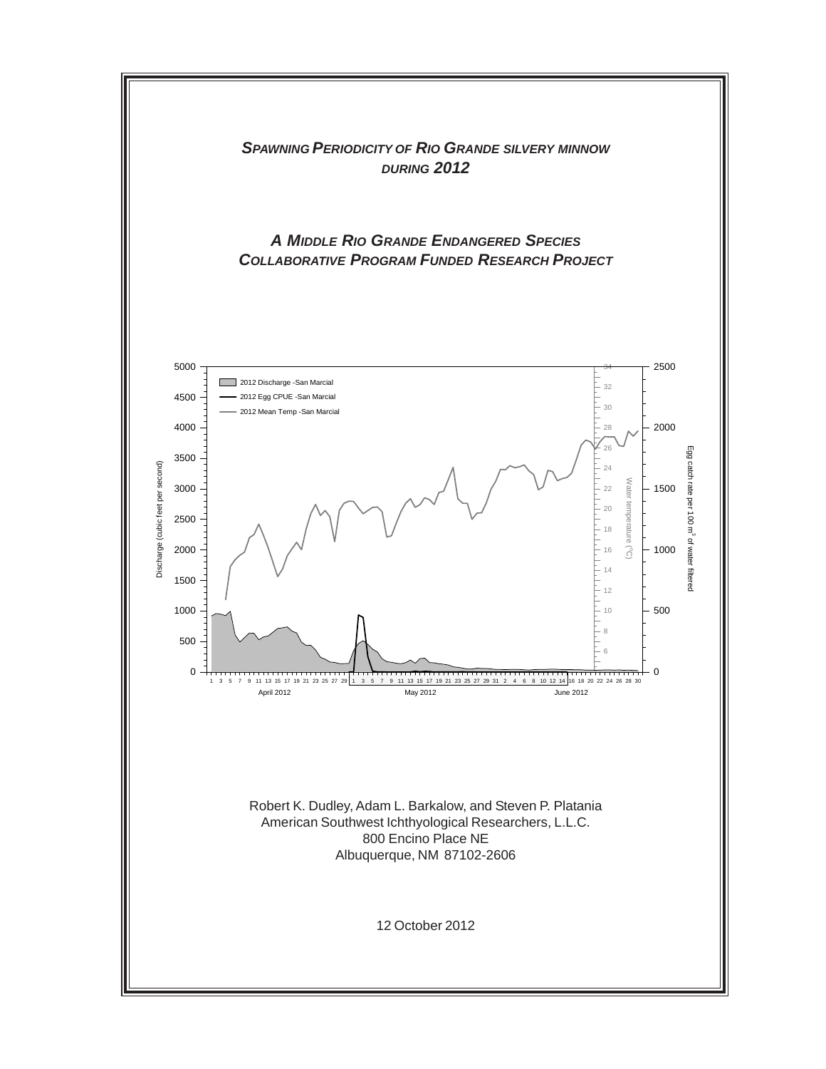# *SPAWNING PERIODICITY OF RIO GRANDE SILVERY MINNOW DURING 2012*

## *A MIDDLE RIO GRANDE ENDANGERED SPECIES COLLABORATIVE PROGRAM FUNDED RESEARCH PROJECT*

Robert K. Dudley, Adam L. Barkalow, and Steven P. Platania
American Southwest Ichthyological Researchers, L.L.C.
800 Encino Place NE
Albuquerque, NM 87102-2606

12 October 2012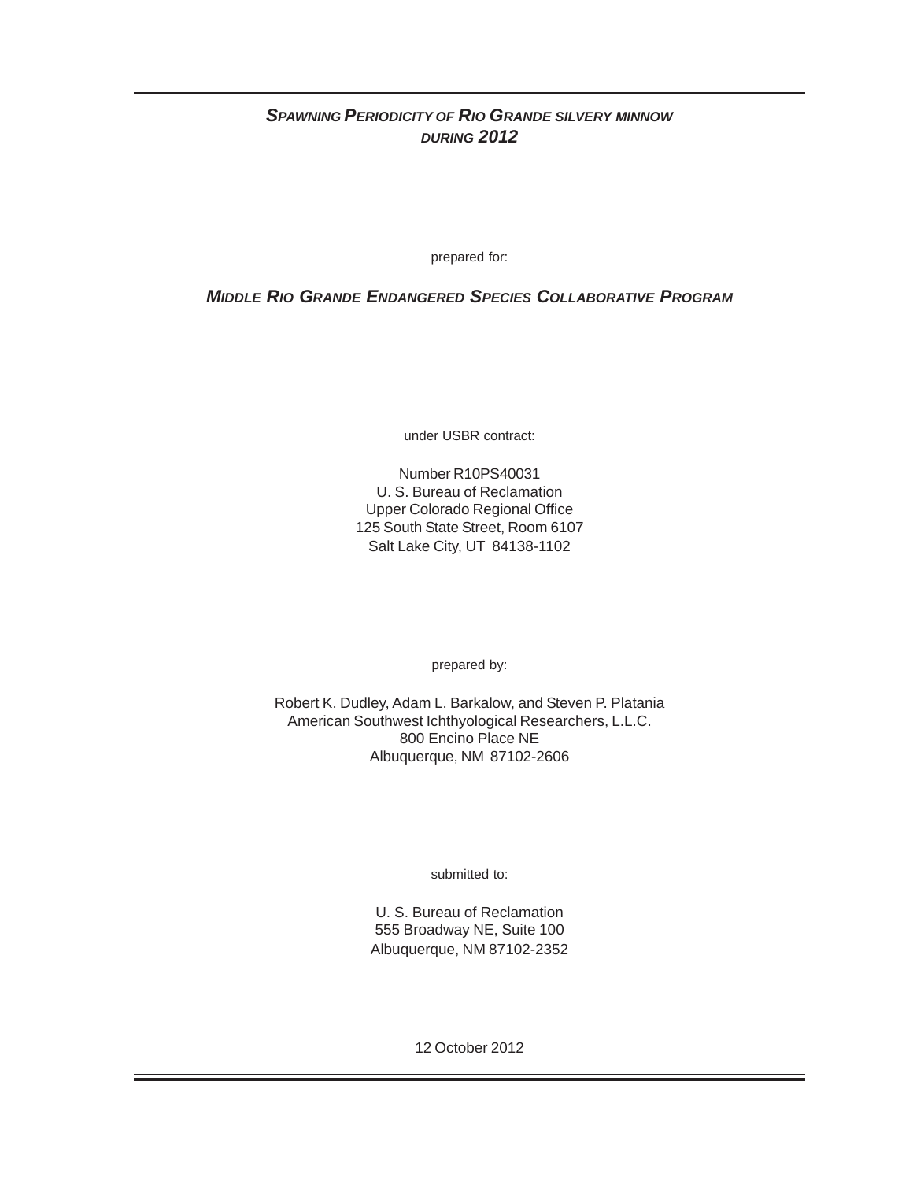# *Spawning Periodicity of Rio Grande silvery minnow during 2012*

prepared for:

***Middle Rio Grande Endangered Species Collaborative Program***

under USBR contract:

Number R10PS40031
U. S. Bureau of Reclamation
Upper Colorado Regional Office
125 South State Street, Room 6107
Salt Lake City, UT 84138-1102

prepared by:

Robert K. Dudley, Adam L. Barkalow, and Steven P. Platania
American Southwest Ichthyological Researchers, L.L.C.
800 Encino Place NE
Albuquerque, NM 87102-2606

submitted to:

U. S. Bureau of Reclamation
555 Broadway NE, Suite 100
Albuquerque, NM 87102-2352

12 October 2012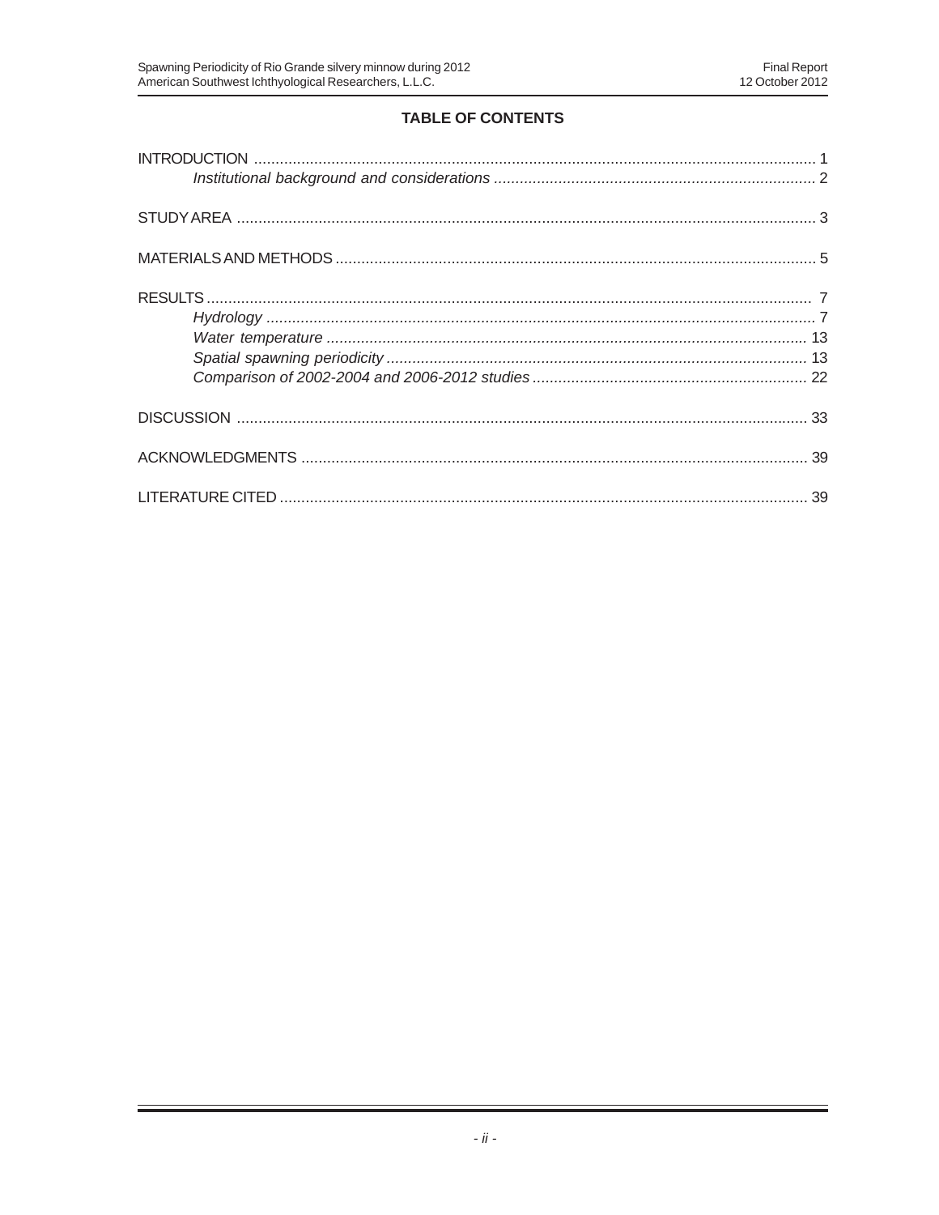# TABLE OF CONTENTS

INTRODUCTION .......... 1
  *Institutional background and considerations* .......... 2

STUDY AREA .......... 3

MATERIALS AND METHODS .......... 5

RESULTS .......... 7
  *Hydrology* .......... 7
  *Water temperature* .......... 13
  *Spatial spawning periodicity* .......... 13
  *Comparison of 2002-2004 and 2006-2012 studies* .......... 22

DISCUSSION .......... 33

ACKNOWLEDGMENTS .......... 39

LITERATURE CITED .......... 39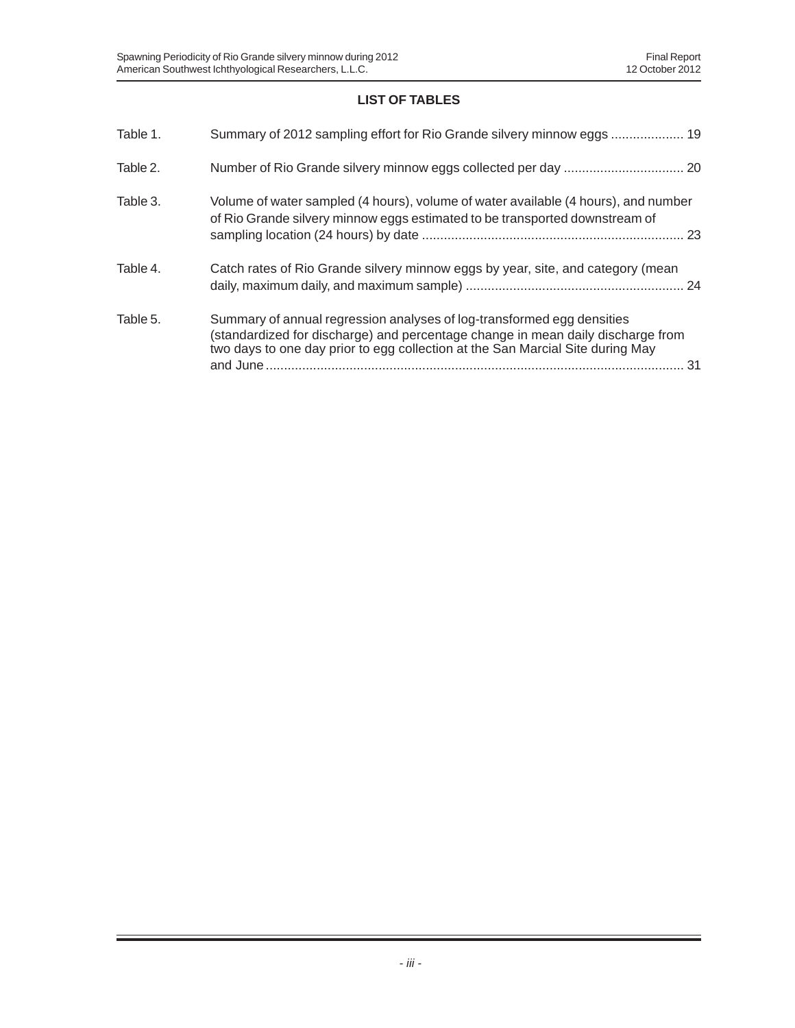## LIST OF TABLES

| | | |
|---|---|---|
| Table 1. | Summary of 2012 sampling effort for Rio Grande silvery minnow eggs | 19 |
| Table 2. | Number of Rio Grande silvery minnow eggs collected per day | 20 |
| Table 3. | Volume of water sampled (4 hours), volume of water available (4 hours), and number of Rio Grande silvery minnow eggs estimated to be transported downstream of sampling location (24 hours) by date | 23 |
| Table 4. | Catch rates of Rio Grande silvery minnow eggs by year, site, and category (mean daily, maximum daily, and maximum sample) | 24 |
| Table 5. | Summary of annual regression analyses of log-transformed egg densities (standardized for discharge) and percentage change in mean daily discharge from two days to one day prior to egg collection at the San Marcial Site during May and June | 31 |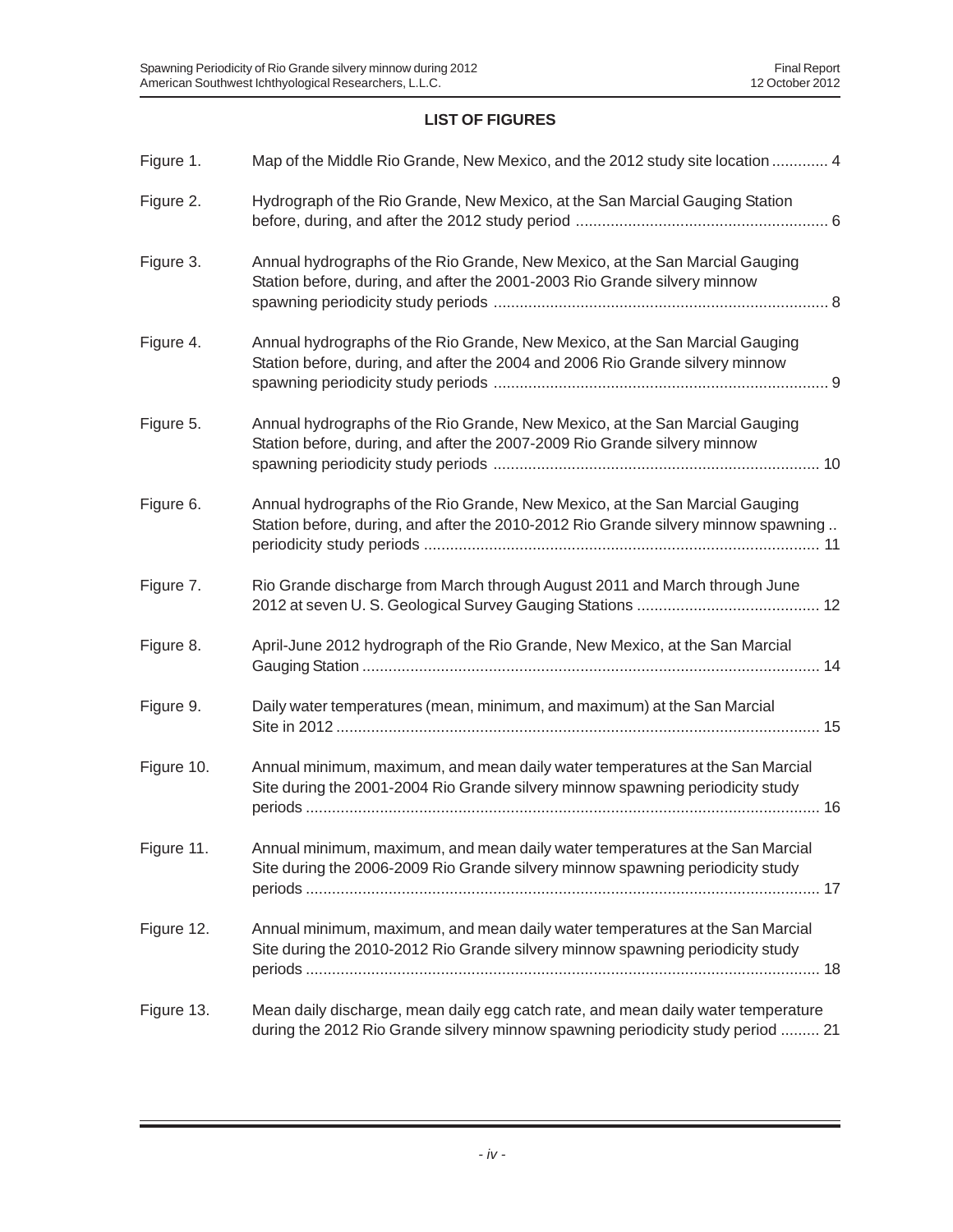## LIST OF FIGURES

| | | |
|---|---|---|
| Figure 1. | Map of the Middle Rio Grande, New Mexico, and the 2012 study site location | 4 |
| Figure 2. | Hydrograph of the Rio Grande, New Mexico, at the San Marcial Gauging Station before, during, and after the 2012 study period | 6 |
| Figure 3. | Annual hydrographs of the Rio Grande, New Mexico, at the San Marcial Gauging Station before, during, and after the 2001-2003 Rio Grande silvery minnow spawning periodicity study periods | 8 |
| Figure 4. | Annual hydrographs of the Rio Grande, New Mexico, at the San Marcial Gauging Station before, during, and after the 2004 and 2006 Rio Grande silvery minnow spawning periodicity study periods | 9 |
| Figure 5. | Annual hydrographs of the Rio Grande, New Mexico, at the San Marcial Gauging Station before, during, and after the 2007-2009 Rio Grande silvery minnow spawning periodicity study periods | 10 |
| Figure 6. | Annual hydrographs of the Rio Grande, New Mexico, at the San Marcial Gauging Station before, during, and after the 2010-2012 Rio Grande silvery minnow spawning periodicity study periods | 11 |
| Figure 7. | Rio Grande discharge from March through August 2011 and March through June 2012 at seven U. S. Geological Survey Gauging Stations | 12 |
| Figure 8. | April-June 2012 hydrograph of the Rio Grande, New Mexico, at the San Marcial Gauging Station | 14 |
| Figure 9. | Daily water temperatures (mean, minimum, and maximum) at the San Marcial Site in 2012 | 15 |
| Figure 10. | Annual minimum, maximum, and mean daily water temperatures at the San Marcial Site during the 2001-2004 Rio Grande silvery minnow spawning periodicity study periods | 16 |
| Figure 11. | Annual minimum, maximum, and mean daily water temperatures at the San Marcial Site during the 2006-2009 Rio Grande silvery minnow spawning periodicity study periods | 17 |
| Figure 12. | Annual minimum, maximum, and mean daily water temperatures at the San Marcial Site during the 2010-2012 Rio Grande silvery minnow spawning periodicity study periods | 18 |
| Figure 13. | Mean daily discharge, mean daily egg catch rate, and mean daily water temperature during the 2012 Rio Grande silvery minnow spawning periodicity study period | 21 |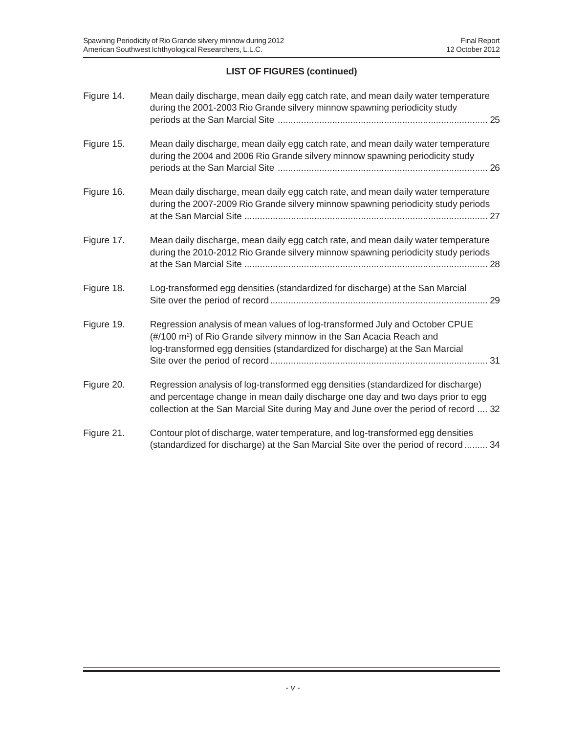**LIST OF FIGURES (continued)**

| | | |
|---|---|---|
| Figure 14. | Mean daily discharge, mean daily egg catch rate, and mean daily water temperature during the 2001-2003 Rio Grande silvery minnow spawning periodicity study periods at the San Marcial Site | 25 |
| Figure 15. | Mean daily discharge, mean daily egg catch rate, and mean daily water temperature during the 2004 and 2006 Rio Grande silvery minnow spawning periodicity study periods at the San Marcial Site | 26 |
| Figure 16. | Mean daily discharge, mean daily egg catch rate, and mean daily water temperature during the 2007-2009 Rio Grande silvery minnow spawning periodicity study periods at the San Marcial Site | 27 |
| Figure 17. | Mean daily discharge, mean daily egg catch rate, and mean daily water temperature during the 2010-2012 Rio Grande silvery minnow spawning periodicity study periods at the San Marcial Site | 28 |
| Figure 18. | Log-transformed egg densities (standardized for discharge) at the San Marcial Site over the period of record | 29 |
| Figure 19. | Regression analysis of mean values of log-transformed July and October CPUE (#/100 $m^2$) of Rio Grande silvery minnow in the San Acacia Reach and log-transformed egg densities (standardized for discharge) at the San Marcial Site over the period of record | 31 |
| Figure 20. | Regression analysis of log-transformed egg densities (standardized for discharge) and percentage change in mean daily discharge one day and two days prior to egg collection at the San Marcial Site during May and June over the period of record | 32 |
| Figure 21. | Contour plot of discharge, water temperature, and log-transformed egg densities (standardized for discharge) at the San Marcial Site over the period of record | 34 |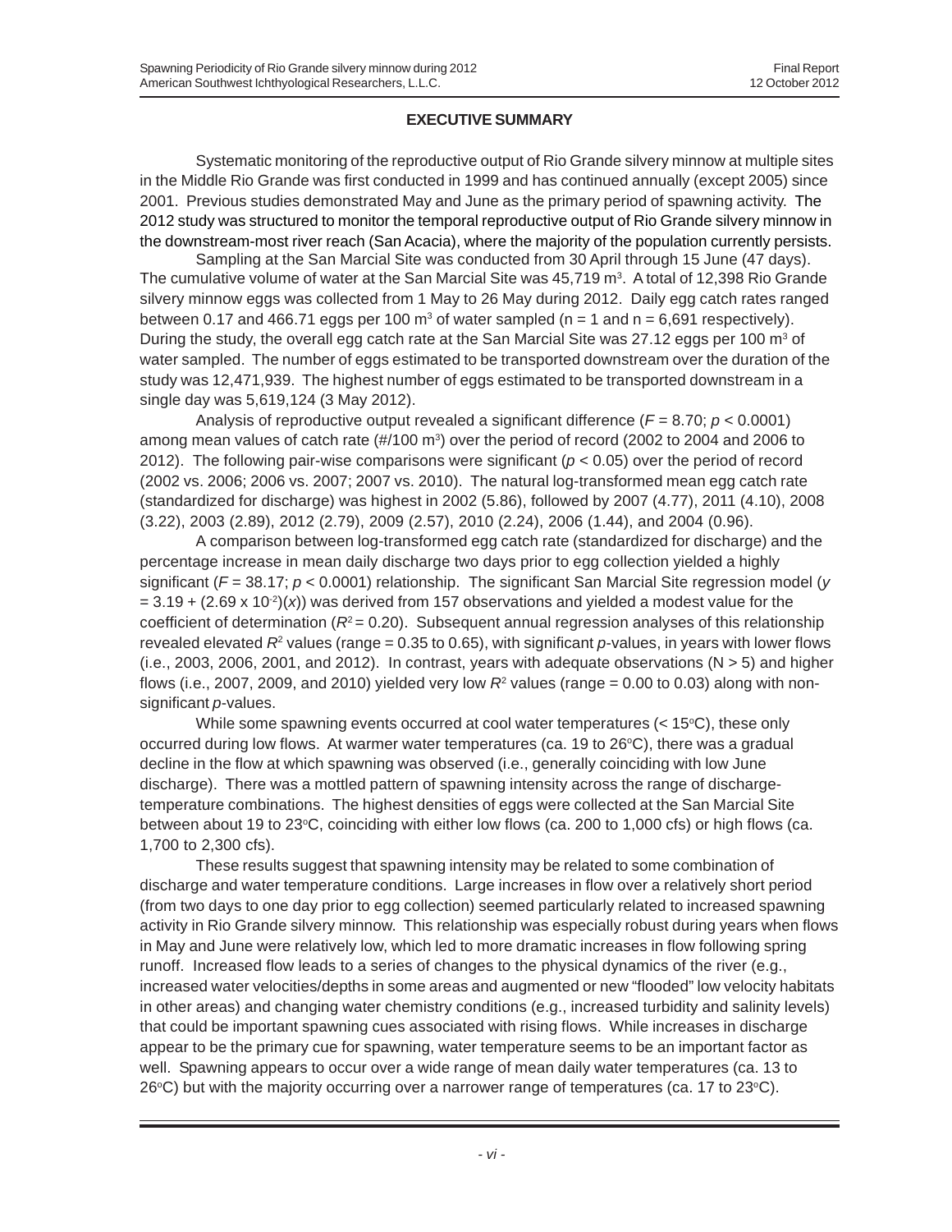## EXECUTIVE SUMMARY

Systematic monitoring of the reproductive output of Rio Grande silvery minnow at multiple sites in the Middle Rio Grande was first conducted in 1999 and has continued annually (except 2005) since 2001. Previous studies demonstrated May and June as the primary period of spawning activity. The 2012 study was structured to monitor the temporal reproductive output of Rio Grande silvery minnow in the downstream-most river reach (San Acacia), where the majority of the population currently persists.

Sampling at the San Marcial Site was conducted from 30 April through 15 June (47 days). The cumulative volume of water at the San Marcial Site was 45,719 m$^3$. A total of 12,398 Rio Grande silvery minnow eggs was collected from 1 May to 26 May during 2012. Daily egg catch rates ranged between 0.17 and 466.71 eggs per 100 m$^3$ of water sampled (n = 1 and n = 6,691 respectively). During the study, the overall egg catch rate at the San Marcial Site was 27.12 eggs per 100 m$^3$ of water sampled. The number of eggs estimated to be transported downstream over the duration of the study was 12,471,939. The highest number of eggs estimated to be transported downstream in a single day was 5,619,124 (3 May 2012).

Analysis of reproductive output revealed a significant difference ($F = 8.70$; $p < 0.0001$) among mean values of catch rate (#/100 m$^3$) over the period of record (2002 to 2004 and 2006 to 2012). The following pair-wise comparisons were significant ($p < 0.05$) over the period of record (2002 vs. 2006; 2006 vs. 2007; 2007 vs. 2010). The natural log-transformed mean egg catch rate (standardized for discharge) was highest in 2002 (5.86), followed by 2007 (4.77), 2011 (4.10), 2008 (3.22), 2003 (2.89), 2012 (2.79), 2009 (2.57), 2010 (2.24), 2006 (1.44), and 2004 (0.96).

A comparison between log-transformed egg catch rate (standardized for discharge) and the percentage increase in mean daily discharge two days prior to egg collection yielded a highly significant ($F = 38.17$; $p < 0.0001$) relationship. The significant San Marcial Site regression model ($y = 3.19 + (2.69 \times 10^{-2})(x)$) was derived from 157 observations and yielded a modest value for the coefficient of determination ($R^2 = 0.20$). Subsequent annual regression analyses of this relationship revealed elevated $R^2$ values (range = 0.35 to 0.65), with significant $p$-values, in years with lower flows (i.e., 2003, 2006, 2001, and 2012). In contrast, years with adequate observations (N > 5) and higher flows (i.e., 2007, 2009, and 2010) yielded very low $R^2$ values (range = 0.00 to 0.03) along with non-significant $p$-values.

While some spawning events occurred at cool water temperatures (< 15°C), these only occurred during low flows. At warmer water temperatures (ca. 19 to 26°C), there was a gradual decline in the flow at which spawning was observed (i.e., generally coinciding with low June discharge). There was a mottled pattern of spawning intensity across the range of discharge-temperature combinations. The highest densities of eggs were collected at the San Marcial Site between about 19 to 23°C, coinciding with either low flows (ca. 200 to 1,000 cfs) or high flows (ca. 1,700 to 2,300 cfs).

These results suggest that spawning intensity may be related to some combination of discharge and water temperature conditions. Large increases in flow over a relatively short period (from two days to one day prior to egg collection) seemed particularly related to increased spawning activity in Rio Grande silvery minnow. This relationship was especially robust during years when flows in May and June were relatively low, which led to more dramatic increases in flow following spring runoff. Increased flow leads to a series of changes to the physical dynamics of the river (e.g., increased water velocities/depths in some areas and augmented or new "flooded" low velocity habitats in other areas) and changing water chemistry conditions (e.g., increased turbidity and salinity levels) that could be important spawning cues associated with rising flows. While increases in discharge appear to be the primary cue for spawning, water temperature seems to be an important factor as well. Spawning appears to occur over a wide range of mean daily water temperatures (ca. 13 to 26°C) but with the majority occurring over a narrower range of temperatures (ca. 17 to 23°C).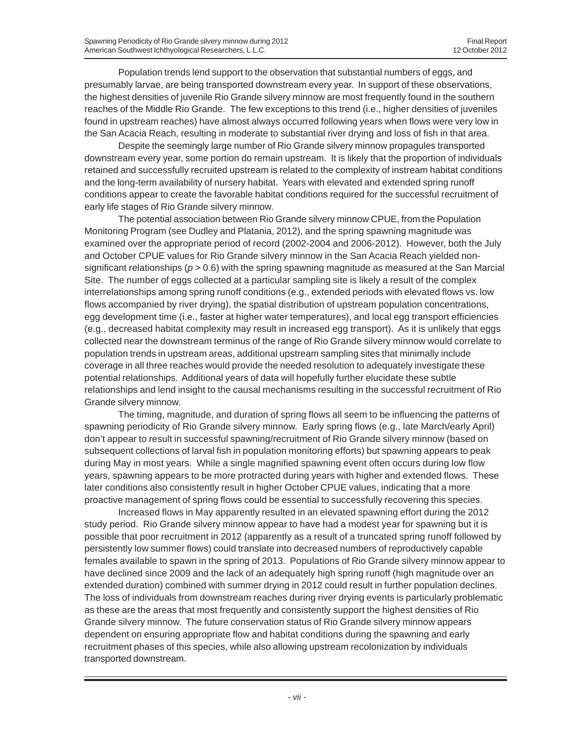Population trends lend support to the observation that substantial numbers of eggs, and presumably larvae, are being transported downstream every year. In support of these observations, the highest densities of juvenile Rio Grande silvery minnow are most frequently found in the southern reaches of the Middle Rio Grande. The few exceptions to this trend (i.e., higher densities of juveniles found in upstream reaches) have almost always occurred following years when flows were very low in the San Acacia Reach, resulting in moderate to substantial river drying and loss of fish in that area.

Despite the seemingly large number of Rio Grande silvery minnow propagules transported downstream every year, some portion do remain upstream. It is likely that the proportion of individuals retained and successfully recruited upstream is related to the complexity of instream habitat conditions and the long-term availability of nursery habitat. Years with elevated and extended spring runoff conditions appear to create the favorable habitat conditions required for the successful recruitment of early life stages of Rio Grande silvery minnow.

The potential association between Rio Grande silvery minnow CPUE, from the Population Monitoring Program (see Dudley and Platania, 2012), and the spring spawning magnitude was examined over the appropriate period of record (2002-2004 and 2006-2012). However, both the July and October CPUE values for Rio Grande silvery minnow in the San Acacia Reach yielded non-significant relationships ($p > 0.6$) with the spring spawning magnitude as measured at the San Marcial Site. The number of eggs collected at a particular sampling site is likely a result of the complex interrelationships among spring runoff conditions (e.g., extended periods with elevated flows vs. low flows accompanied by river drying), the spatial distribution of upstream population concentrations, egg development time (i.e., faster at higher water temperatures), and local egg transport efficiencies (e.g., decreased habitat complexity may result in increased egg transport). As it is unlikely that eggs collected near the downstream terminus of the range of Rio Grande silvery minnow would correlate to population trends in upstream areas, additional upstream sampling sites that minimally include coverage in all three reaches would provide the needed resolution to adequately investigate these potential relationships. Additional years of data will hopefully further elucidate these subtle relationships and lend insight to the causal mechanisms resulting in the successful recruitment of Rio Grande silvery minnow.

The timing, magnitude, and duration of spring flows all seem to be influencing the patterns of spawning periodicity of Rio Grande silvery minnow. Early spring flows (e.g., late March/early April) don't appear to result in successful spawning/recruitment of Rio Grande silvery minnow (based on subsequent collections of larval fish in population monitoring efforts) but spawning appears to peak during May in most years. While a single magnified spawning event often occurs during low flow years, spawning appears to be more protracted during years with higher and extended flows. These later conditions also consistently result in higher October CPUE values, indicating that a more proactive management of spring flows could be essential to successfully recovering this species.

Increased flows in May apparently resulted in an elevated spawning effort during the 2012 study period. Rio Grande silvery minnow appear to have had a modest year for spawning but it is possible that poor recruitment in 2012 (apparently as a result of a truncated spring runoff followed by persistently low summer flows) could translate into decreased numbers of reproductively capable females available to spawn in the spring of 2013. Populations of Rio Grande silvery minnow appear to have declined since 2009 and the lack of an adequately high spring runoff (high magnitude over an extended duration) combined with summer drying in 2012 could result in further population declines. The loss of individuals from downstream reaches during river drying events is particularly problematic as these are the areas that most frequently and consistently support the highest densities of Rio Grande silvery minnow. The future conservation status of Rio Grande silvery minnow appears dependent on ensuring appropriate flow and habitat conditions during the spawning and early recruitment phases of this species, while also allowing upstream recolonization by individuals transported downstream.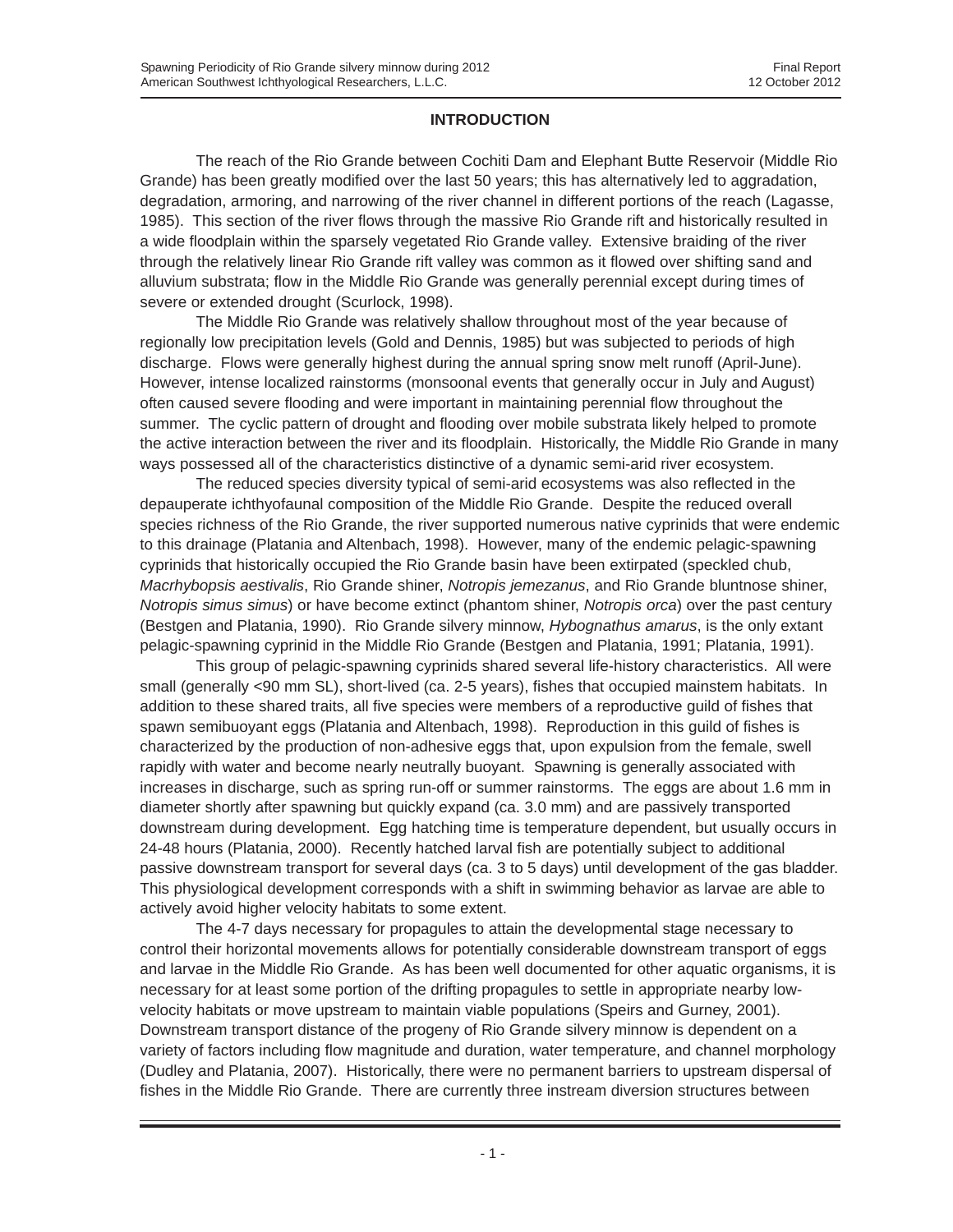## INTRODUCTION

The reach of the Rio Grande between Cochiti Dam and Elephant Butte Reservoir (Middle Rio Grande) has been greatly modified over the last 50 years; this has alternatively led to aggradation, degradation, armoring, and narrowing of the river channel in different portions of the reach (Lagasse, 1985). This section of the river flows through the massive Rio Grande rift and historically resulted in a wide floodplain within the sparsely vegetated Rio Grande valley. Extensive braiding of the river through the relatively linear Rio Grande rift valley was common as it flowed over shifting sand and alluvium substrata; flow in the Middle Rio Grande was generally perennial except during times of severe or extended drought (Scurlock, 1998).

The Middle Rio Grande was relatively shallow throughout most of the year because of regionally low precipitation levels (Gold and Dennis, 1985) but was subjected to periods of high discharge. Flows were generally highest during the annual spring snow melt runoff (April-June). However, intense localized rainstorms (monsoonal events that generally occur in July and August) often caused severe flooding and were important in maintaining perennial flow throughout the summer. The cyclic pattern of drought and flooding over mobile substrata likely helped to promote the active interaction between the river and its floodplain. Historically, the Middle Rio Grande in many ways possessed all of the characteristics distinctive of a dynamic semi-arid river ecosystem.

The reduced species diversity typical of semi-arid ecosystems was also reflected in the depauperate ichthyofaunal composition of the Middle Rio Grande. Despite the reduced overall species richness of the Rio Grande, the river supported numerous native cyprinids that were endemic to this drainage (Platania and Altenbach, 1998). However, many of the endemic pelagic-spawning cyprinids that historically occupied the Rio Grande basin have been extirpated (speckled chub, *Macrhybopsis aestivalis*, Rio Grande shiner, *Notropis jemezanus*, and Rio Grande bluntnose shiner, *Notropis simus simus*) or have become extinct (phantom shiner, *Notropis orca*) over the past century (Bestgen and Platania, 1990). Rio Grande silvery minnow, *Hybognathus amarus*, is the only extant pelagic-spawning cyprinid in the Middle Rio Grande (Bestgen and Platania, 1991; Platania, 1991).

This group of pelagic-spawning cyprinids shared several life-history characteristics. All were small (generally <90 mm SL), short-lived (ca. 2-5 years), fishes that occupied mainstem habitats. In addition to these shared traits, all five species were members of a reproductive guild of fishes that spawn semibuoyant eggs (Platania and Altenbach, 1998). Reproduction in this guild of fishes is characterized by the production of non-adhesive eggs that, upon expulsion from the female, swell rapidly with water and become nearly neutrally buoyant. Spawning is generally associated with increases in discharge, such as spring run-off or summer rainstorms. The eggs are about 1.6 mm in diameter shortly after spawning but quickly expand (ca. 3.0 mm) and are passively transported downstream during development. Egg hatching time is temperature dependent, but usually occurs in 24-48 hours (Platania, 2000). Recently hatched larval fish are potentially subject to additional passive downstream transport for several days (ca. 3 to 5 days) until development of the gas bladder. This physiological development corresponds with a shift in swimming behavior as larvae are able to actively avoid higher velocity habitats to some extent.

The 4-7 days necessary for propagules to attain the developmental stage necessary to control their horizontal movements allows for potentially considerable downstream transport of eggs and larvae in the Middle Rio Grande. As has been well documented for other aquatic organisms, it is necessary for at least some portion of the drifting propagules to settle in appropriate nearby low-velocity habitats or move upstream to maintain viable populations (Speirs and Gurney, 2001). Downstream transport distance of the progeny of Rio Grande silvery minnow is dependent on a variety of factors including flow magnitude and duration, water temperature, and channel morphology (Dudley and Platania, 2007). Historically, there were no permanent barriers to upstream dispersal of fishes in the Middle Rio Grande. There are currently three instream diversion structures between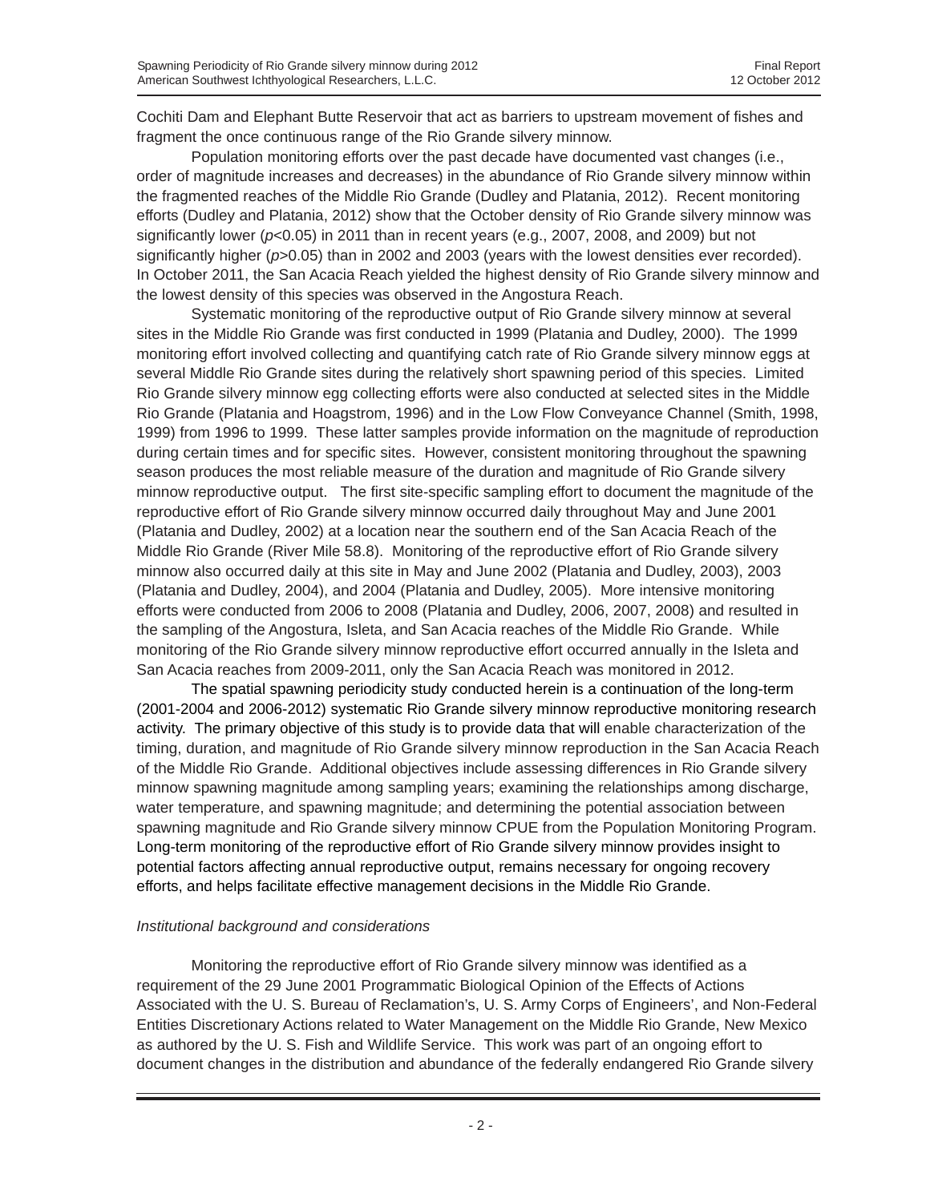Cochiti Dam and Elephant Butte Reservoir that act as barriers to upstream movement of fishes and fragment the once continuous range of the Rio Grande silvery minnow.

Population monitoring efforts over the past decade have documented vast changes (i.e., order of magnitude increases and decreases) in the abundance of Rio Grande silvery minnow within the fragmented reaches of the Middle Rio Grande (Dudley and Platania, 2012). Recent monitoring efforts (Dudley and Platania, 2012) show that the October density of Rio Grande silvery minnow was significantly lower ($p<0.05$) in 2011 than in recent years (e.g., 2007, 2008, and 2009) but not significantly higher ($p>0.05$) than in 2002 and 2003 (years with the lowest densities ever recorded). In October 2011, the San Acacia Reach yielded the highest density of Rio Grande silvery minnow and the lowest density of this species was observed in the Angostura Reach.

Systematic monitoring of the reproductive output of Rio Grande silvery minnow at several sites in the Middle Rio Grande was first conducted in 1999 (Platania and Dudley, 2000). The 1999 monitoring effort involved collecting and quantifying catch rate of Rio Grande silvery minnow eggs at several Middle Rio Grande sites during the relatively short spawning period of this species. Limited Rio Grande silvery minnow egg collecting efforts were also conducted at selected sites in the Middle Rio Grande (Platania and Hoagstrom, 1996) and in the Low Flow Conveyance Channel (Smith, 1998, 1999) from 1996 to 1999. These latter samples provide information on the magnitude of reproduction during certain times and for specific sites. However, consistent monitoring throughout the spawning season produces the most reliable measure of the duration and magnitude of Rio Grande silvery minnow reproductive output. The first site-specific sampling effort to document the magnitude of the reproductive effort of Rio Grande silvery minnow occurred daily throughout May and June 2001 (Platania and Dudley, 2002) at a location near the southern end of the San Acacia Reach of the Middle Rio Grande (River Mile 58.8). Monitoring of the reproductive effort of Rio Grande silvery minnow also occurred daily at this site in May and June 2002 (Platania and Dudley, 2003), 2003 (Platania and Dudley, 2004), and 2004 (Platania and Dudley, 2005). More intensive monitoring efforts were conducted from 2006 to 2008 (Platania and Dudley, 2006, 2007, 2008) and resulted in the sampling of the Angostura, Isleta, and San Acacia reaches of the Middle Rio Grande. While monitoring of the Rio Grande silvery minnow reproductive effort occurred annually in the Isleta and San Acacia reaches from 2009-2011, only the San Acacia Reach was monitored in 2012.

The spatial spawning periodicity study conducted herein is a continuation of the long-term (2001-2004 and 2006-2012) systematic Rio Grande silvery minnow reproductive monitoring research activity. The primary objective of this study is to provide data that will enable characterization of the timing, duration, and magnitude of Rio Grande silvery minnow reproduction in the San Acacia Reach of the Middle Rio Grande. Additional objectives include assessing differences in Rio Grande silvery minnow spawning magnitude among sampling years; examining the relationships among discharge, water temperature, and spawning magnitude; and determining the potential association between spawning magnitude and Rio Grande silvery minnow CPUE from the Population Monitoring Program. Long-term monitoring of the reproductive effort of Rio Grande silvery minnow provides insight to potential factors affecting annual reproductive output, remains necessary for ongoing recovery efforts, and helps facilitate effective management decisions in the Middle Rio Grande.

*Institutional background and considerations*

Monitoring the reproductive effort of Rio Grande silvery minnow was identified as a requirement of the 29 June 2001 Programmatic Biological Opinion of the Effects of Actions Associated with the U. S. Bureau of Reclamation's, U. S. Army Corps of Engineers', and Non-Federal Entities Discretionary Actions related to Water Management on the Middle Rio Grande, New Mexico as authored by the U. S. Fish and Wildlife Service. This work was part of an ongoing effort to document changes in the distribution and abundance of the federally endangered Rio Grande silvery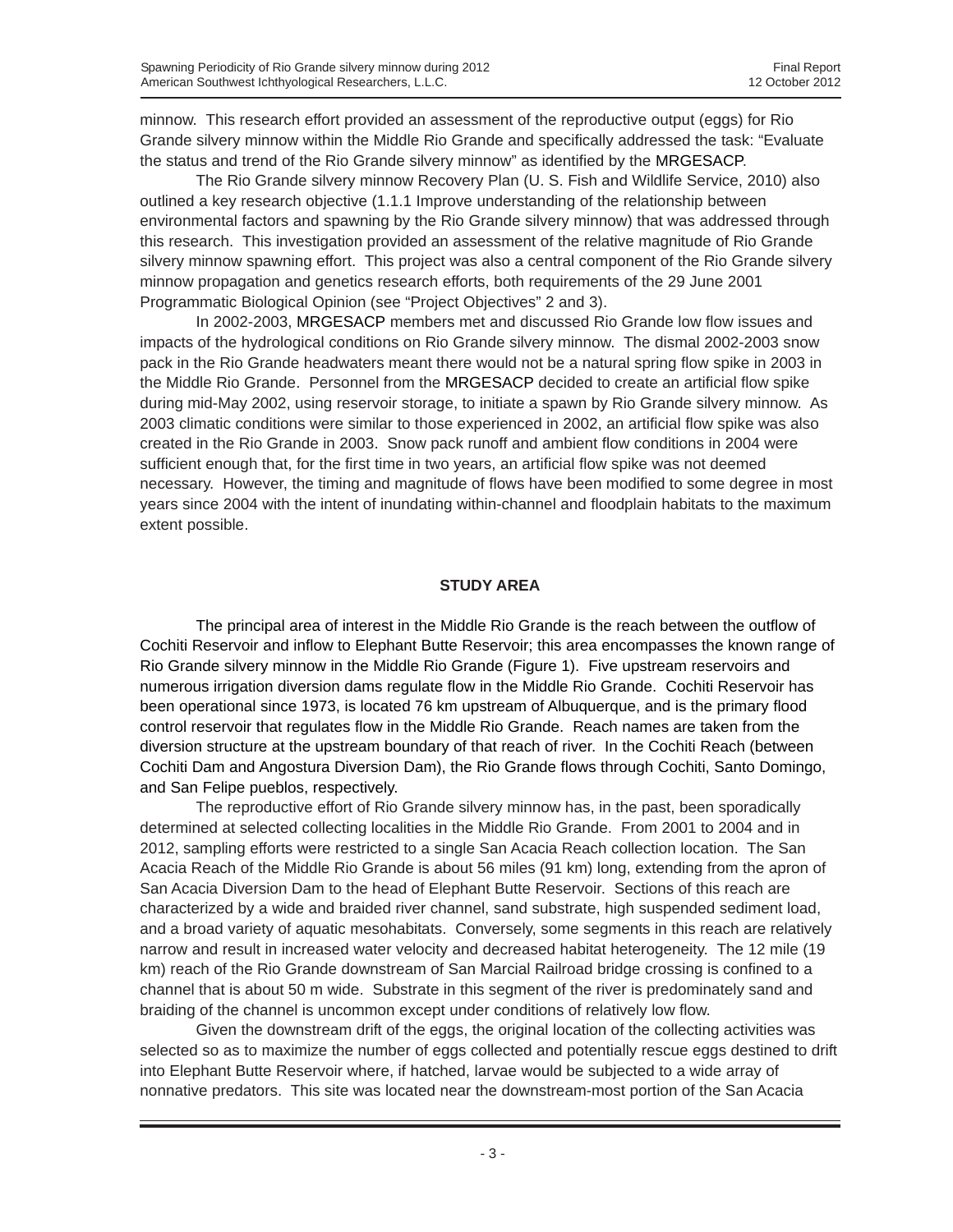minnow. This research effort provided an assessment of the reproductive output (eggs) for Rio Grande silvery minnow within the Middle Rio Grande and specifically addressed the task: "Evaluate the status and trend of the Rio Grande silvery minnow" as identified by the MRGESACP.

The Rio Grande silvery minnow Recovery Plan (U. S. Fish and Wildlife Service, 2010) also outlined a key research objective (1.1.1 Improve understanding of the relationship between environmental factors and spawning by the Rio Grande silvery minnow) that was addressed through this research. This investigation provided an assessment of the relative magnitude of Rio Grande silvery minnow spawning effort. This project was also a central component of the Rio Grande silvery minnow propagation and genetics research efforts, both requirements of the 29 June 2001 Programmatic Biological Opinion (see "Project Objectives" 2 and 3).

In 2002-2003, MRGESACP members met and discussed Rio Grande low flow issues and impacts of the hydrological conditions on Rio Grande silvery minnow. The dismal 2002-2003 snow pack in the Rio Grande headwaters meant there would not be a natural spring flow spike in 2003 in the Middle Rio Grande. Personnel from the MRGESACP decided to create an artificial flow spike during mid-May 2002, using reservoir storage, to initiate a spawn by Rio Grande silvery minnow. As 2003 climatic conditions were similar to those experienced in 2002, an artificial flow spike was also created in the Rio Grande in 2003. Snow pack runoff and ambient flow conditions in 2004 were sufficient enough that, for the first time in two years, an artificial flow spike was not deemed necessary. However, the timing and magnitude of flows have been modified to some degree in most years since 2004 with the intent of inundating within-channel and floodplain habitats to the maximum extent possible.

## STUDY AREA

The principal area of interest in the Middle Rio Grande is the reach between the outflow of Cochiti Reservoir and inflow to Elephant Butte Reservoir; this area encompasses the known range of Rio Grande silvery minnow in the Middle Rio Grande (Figure 1). Five upstream reservoirs and numerous irrigation diversion dams regulate flow in the Middle Rio Grande. Cochiti Reservoir has been operational since 1973, is located 76 km upstream of Albuquerque, and is the primary flood control reservoir that regulates flow in the Middle Rio Grande. Reach names are taken from the diversion structure at the upstream boundary of that reach of river. In the Cochiti Reach (between Cochiti Dam and Angostura Diversion Dam), the Rio Grande flows through Cochiti, Santo Domingo, and San Felipe pueblos, respectively.

The reproductive effort of Rio Grande silvery minnow has, in the past, been sporadically determined at selected collecting localities in the Middle Rio Grande. From 2001 to 2004 and in 2012, sampling efforts were restricted to a single San Acacia Reach collection location. The San Acacia Reach of the Middle Rio Grande is about 56 miles (91 km) long, extending from the apron of San Acacia Diversion Dam to the head of Elephant Butte Reservoir. Sections of this reach are characterized by a wide and braided river channel, sand substrate, high suspended sediment load, and a broad variety of aquatic mesohabitats. Conversely, some segments in this reach are relatively narrow and result in increased water velocity and decreased habitat heterogeneity. The 12 mile (19 km) reach of the Rio Grande downstream of San Marcial Railroad bridge crossing is confined to a channel that is about 50 m wide. Substrate in this segment of the river is predominately sand and braiding of the channel is uncommon except under conditions of relatively low flow.

Given the downstream drift of the eggs, the original location of the collecting activities was selected so as to maximize the number of eggs collected and potentially rescue eggs destined to drift into Elephant Butte Reservoir where, if hatched, larvae would be subjected to a wide array of nonnative predators. This site was located near the downstream-most portion of the San Acacia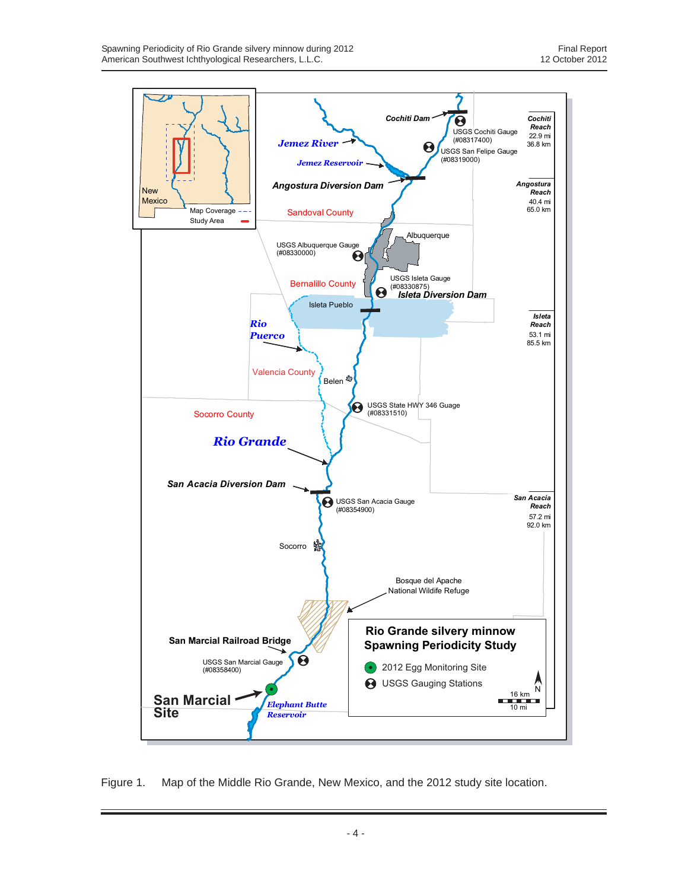Figure 1. Map of the Middle Rio Grande, New Mexico, and the 2012 study site location.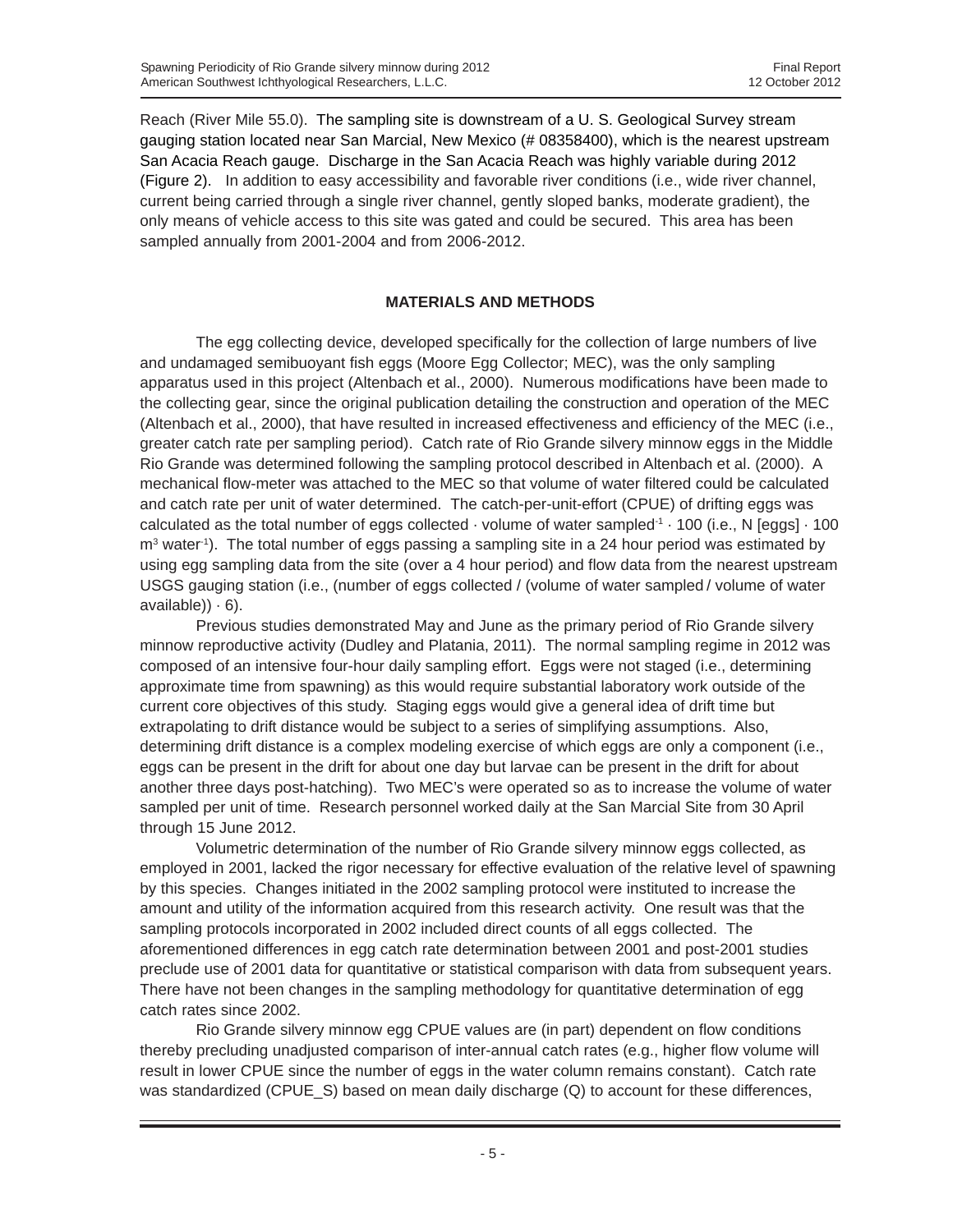Reach (River Mile 55.0). The sampling site is downstream of a U. S. Geological Survey stream gauging station located near San Marcial, New Mexico (# 08358400), which is the nearest upstream San Acacia Reach gauge. Discharge in the San Acacia Reach was highly variable during 2012 (Figure 2). In addition to easy accessibility and favorable river conditions (i.e., wide river channel, current being carried through a single river channel, gently sloped banks, moderate gradient), the only means of vehicle access to this site was gated and could be secured. This area has been sampled annually from 2001-2004 and from 2006-2012.

## MATERIALS AND METHODS

The egg collecting device, developed specifically for the collection of large numbers of live and undamaged semibuoyant fish eggs (Moore Egg Collector; MEC), was the only sampling apparatus used in this project (Altenbach et al., 2000). Numerous modifications have been made to the collecting gear, since the original publication detailing the construction and operation of the MEC (Altenbach et al., 2000), that have resulted in increased effectiveness and efficiency of the MEC (i.e., greater catch rate per sampling period). Catch rate of Rio Grande silvery minnow eggs in the Middle Rio Grande was determined following the sampling protocol described in Altenbach et al. (2000). A mechanical flow-meter was attached to the MEC so that volume of water filtered could be calculated and catch rate per unit of water determined. The catch-per-unit-effort (CPUE) of drifting eggs was calculated as the total number of eggs collected · volume of water sampled$^{-1}$ · 100 (i.e., N [eggs] · 100 $m^3$ water$^{-1}$). The total number of eggs passing a sampling site in a 24 hour period was estimated by using egg sampling data from the site (over a 4 hour period) and flow data from the nearest upstream USGS gauging station (i.e., (number of eggs collected / (volume of water sampled / volume of water available)) · 6).

Previous studies demonstrated May and June as the primary period of Rio Grande silvery minnow reproductive activity (Dudley and Platania, 2011). The normal sampling regime in 2012 was composed of an intensive four-hour daily sampling effort. Eggs were not staged (i.e., determining approximate time from spawning) as this would require substantial laboratory work outside of the current core objectives of this study. Staging eggs would give a general idea of drift time but extrapolating to drift distance would be subject to a series of simplifying assumptions. Also, determining drift distance is a complex modeling exercise of which eggs are only a component (i.e., eggs can be present in the drift for about one day but larvae can be present in the drift for about another three days post-hatching). Two MEC's were operated so as to increase the volume of water sampled per unit of time. Research personnel worked daily at the San Marcial Site from 30 April through 15 June 2012.

Volumetric determination of the number of Rio Grande silvery minnow eggs collected, as employed in 2001, lacked the rigor necessary for effective evaluation of the relative level of spawning by this species. Changes initiated in the 2002 sampling protocol were instituted to increase the amount and utility of the information acquired from this research activity. One result was that the sampling protocols incorporated in 2002 included direct counts of all eggs collected. The aforementioned differences in egg catch rate determination between 2001 and post-2001 studies preclude use of 2001 data for quantitative or statistical comparison with data from subsequent years. There have not been changes in the sampling methodology for quantitative determination of egg catch rates since 2002.

Rio Grande silvery minnow egg CPUE values are (in part) dependent on flow conditions thereby precluding unadjusted comparison of inter-annual catch rates (e.g., higher flow volume will result in lower CPUE since the number of eggs in the water column remains constant). Catch rate was standardized (CPUE_S) based on mean daily discharge (Q) to account for these differences,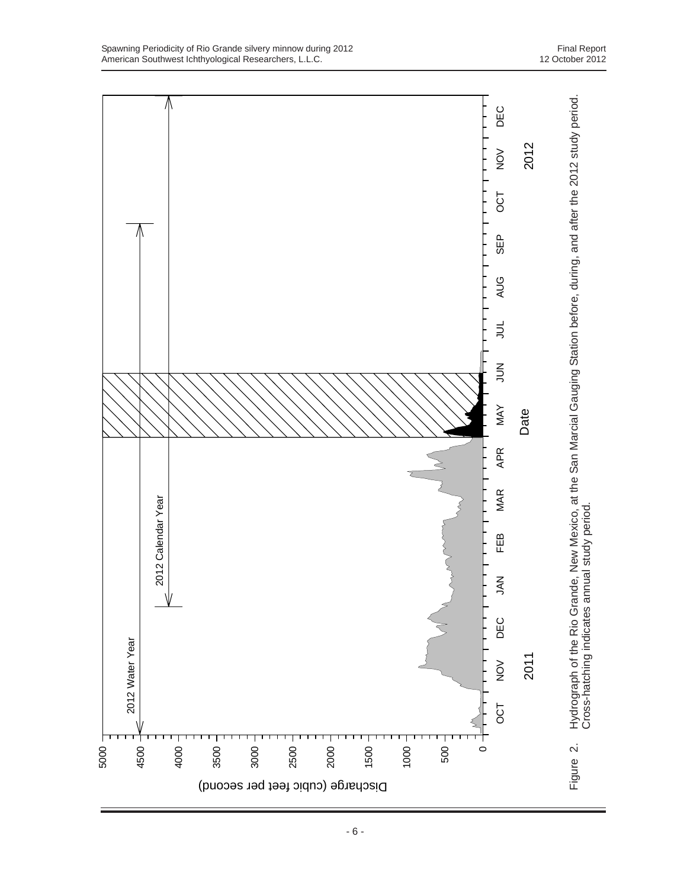Figure 2. Hydrograph of the Rio Grande, New Mexico, at the San Marcial Gauging Station before, during, and after the 2012 study period. Cross-hatching indicates annual study period.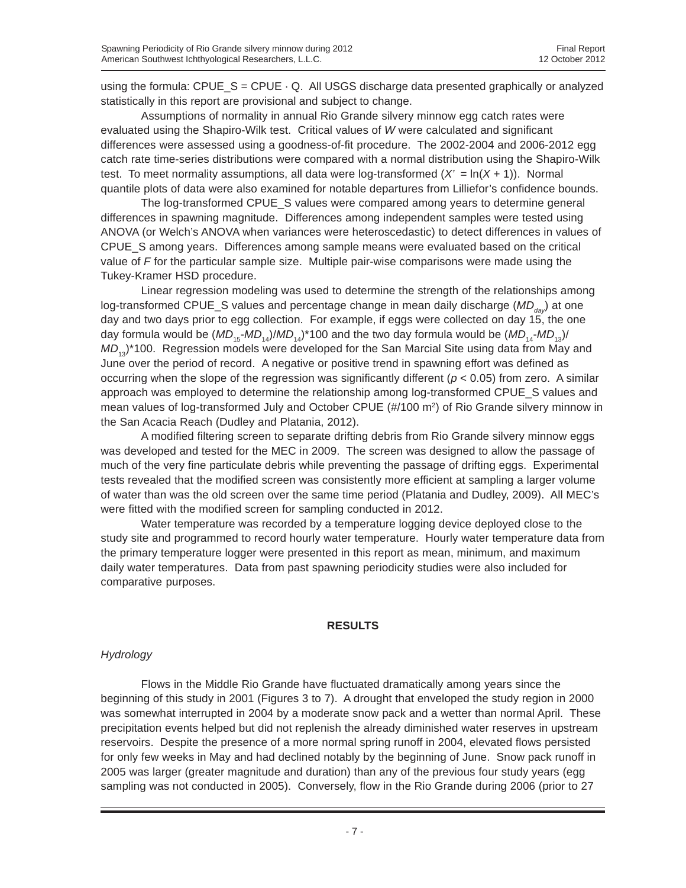using the formula: CPUE_S = CPUE · Q. All USGS discharge data presented graphically or analyzed statistically in this report are provisional and subject to change.

Assumptions of normality in annual Rio Grande silvery minnow egg catch rates were evaluated using the Shapiro-Wilk test. Critical values of *W* were calculated and significant differences were assessed using a goodness-of-fit procedure. The 2002-2004 and 2006-2012 egg catch rate time-series distributions were compared with a normal distribution using the Shapiro-Wilk test. To meet normality assumptions, all data were log-transformed ($X' = \ln(X + 1)$). Normal quantile plots of data were also examined for notable departures from Lilliefor's confidence bounds.

The log-transformed CPUE_S values were compared among years to determine general differences in spawning magnitude. Differences among independent samples were tested using ANOVA (or Welch's ANOVA when variances were heteroscedastic) to detect differences in values of CPUE_S among years. Differences among sample means were evaluated based on the critical value of *F* for the particular sample size. Multiple pair-wise comparisons were made using the Tukey-Kramer HSD procedure.

Linear regression modeling was used to determine the strength of the relationships among log-transformed CPUE_S values and percentage change in mean daily discharge ($MD_{day}$) at one day and two days prior to egg collection. For example, if eggs were collected on day 15, the one day formula would be $(MD_{15}-MD_{14})/MD_{14})*100$ and the two day formula would be $(MD_{14}-MD_{13})/MD_{13})*100$. Regression models were developed for the San Marcial Site using data from May and June over the period of record. A negative or positive trend in spawning effort was defined as occurring when the slope of the regression was significantly different ($p < 0.05$) from zero. A similar approach was employed to determine the relationship among log-transformed CPUE_S values and mean values of log-transformed July and October CPUE (#/100 $m^2$) of Rio Grande silvery minnow in the San Acacia Reach (Dudley and Platania, 2012).

A modified filtering screen to separate drifting debris from Rio Grande silvery minnow eggs was developed and tested for the MEC in 2009. The screen was designed to allow the passage of much of the very fine particulate debris while preventing the passage of drifting eggs. Experimental tests revealed that the modified screen was consistently more efficient at sampling a larger volume of water than was the old screen over the same time period (Platania and Dudley, 2009). All MEC's were fitted with the modified screen for sampling conducted in 2012.

Water temperature was recorded by a temperature logging device deployed close to the study site and programmed to record hourly water temperature. Hourly water temperature data from the primary temperature logger were presented in this report as mean, minimum, and maximum daily water temperatures. Data from past spawning periodicity studies were also included for comparative purposes.

## RESULTS

### *Hydrology*

Flows in the Middle Rio Grande have fluctuated dramatically among years since the beginning of this study in 2001 (Figures 3 to 7). A drought that enveloped the study region in 2000 was somewhat interrupted in 2004 by a moderate snow pack and a wetter than normal April. These precipitation events helped but did not replenish the already diminished water reserves in upstream reservoirs. Despite the presence of a more normal spring runoff in 2004, elevated flows persisted for only few weeks in May and had declined notably by the beginning of June. Snow pack runoff in 2005 was larger (greater magnitude and duration) than any of the previous four study years (egg sampling was not conducted in 2005). Conversely, flow in the Rio Grande during 2006 (prior to 27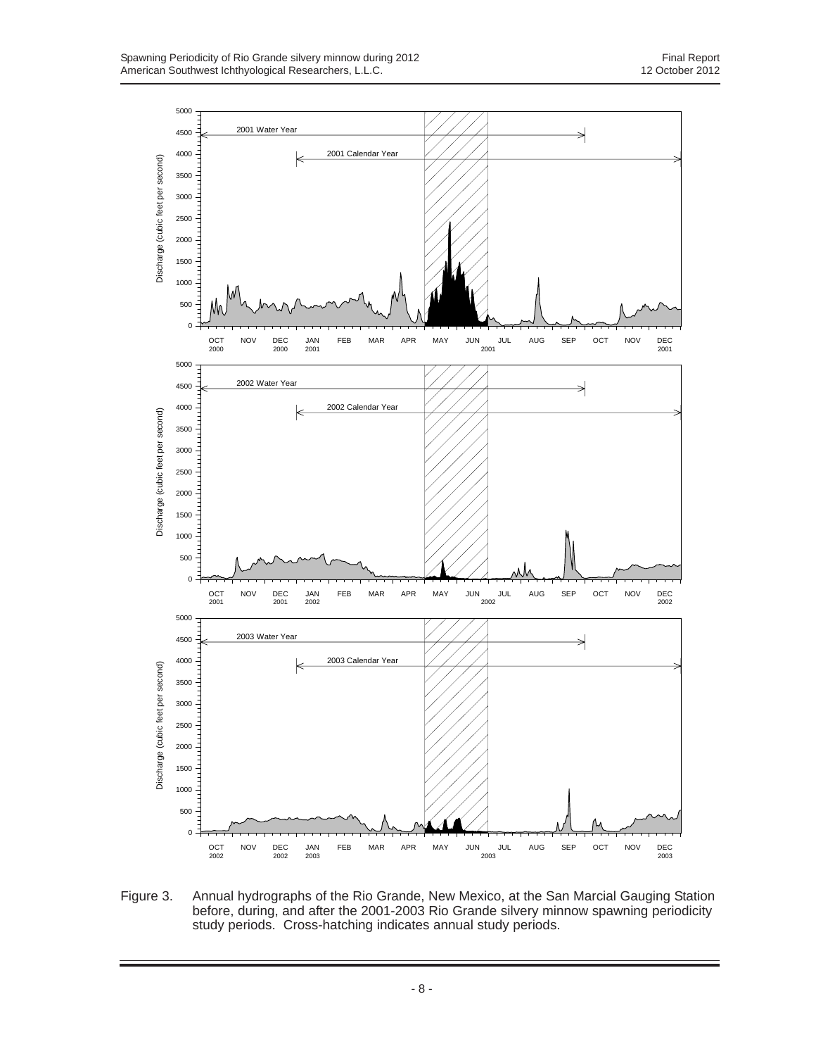Figure 3. Annual hydrographs of the Rio Grande, New Mexico, at the San Marcial Gauging Station before, during, and after the 2001-2003 Rio Grande silvery minnow spawning periodicity study periods. Cross-hatching indicates annual study periods.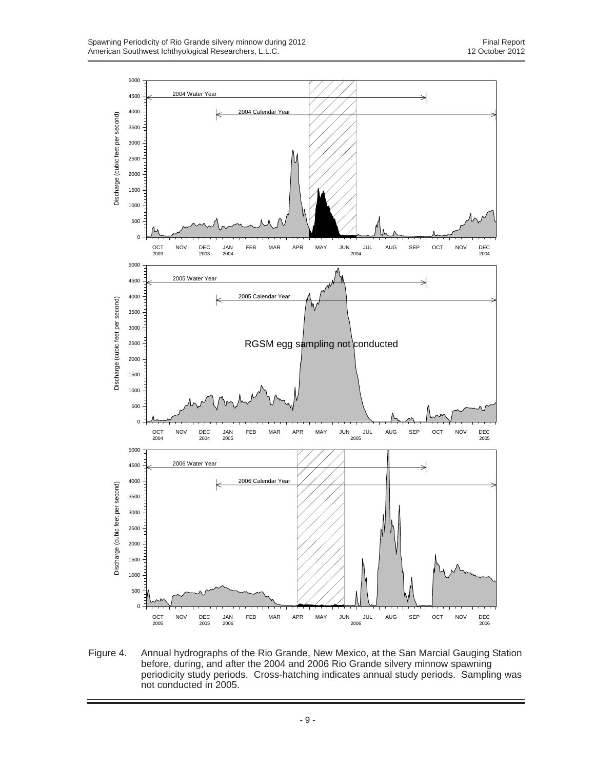Figure 4. Annual hydrographs of the Rio Grande, New Mexico, at the San Marcial Gauging Station before, during, and after the 2004 and 2006 Rio Grande silvery minnow spawning periodicity study periods. Cross-hatching indicates annual study periods. Sampling was not conducted in 2005.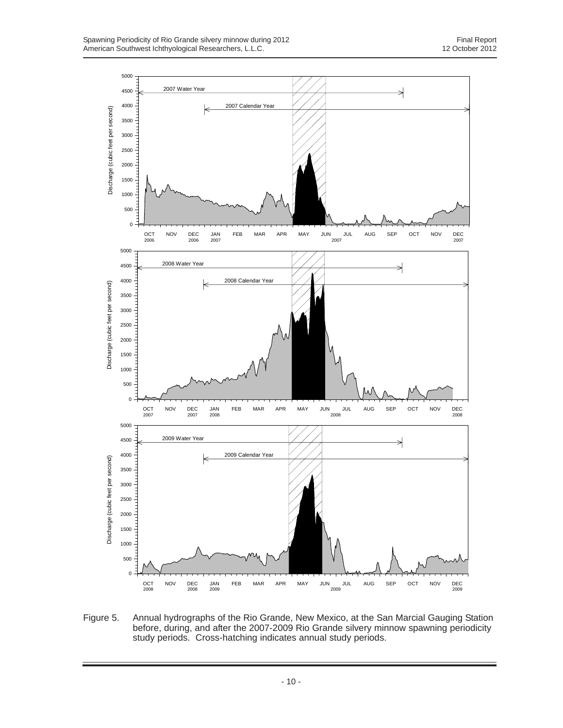Figure 5. Annual hydrographs of the Rio Grande, New Mexico, at the San Marcial Gauging Station before, during, and after the 2007-2009 Rio Grande silvery minnow spawning periodicity study periods. Cross-hatching indicates annual study periods.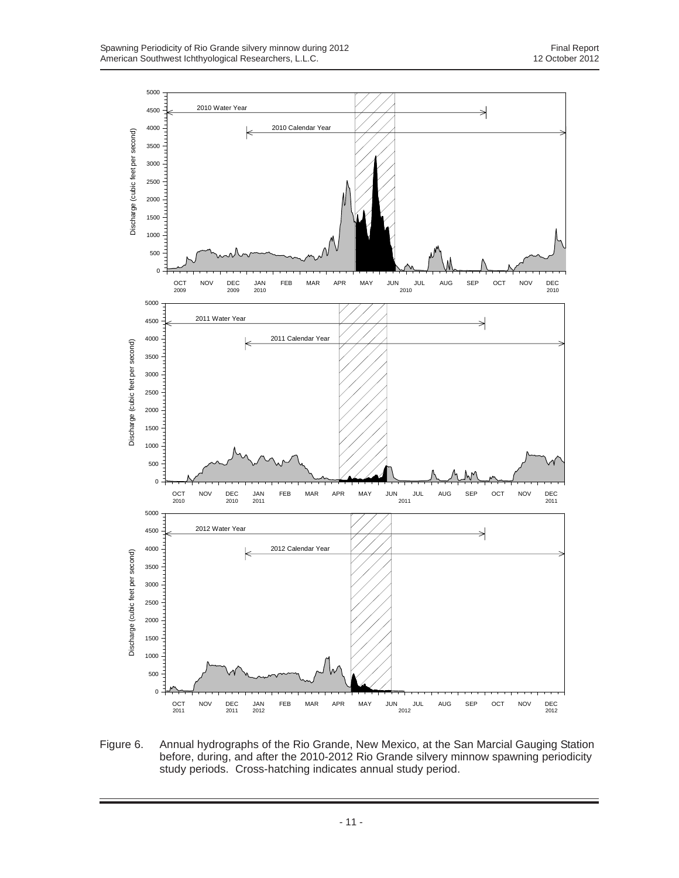Figure 6. Annual hydrographs of the Rio Grande, New Mexico, at the San Marcial Gauging Station before, during, and after the 2010-2012 Rio Grande silvery minnow spawning periodicity study periods. Cross-hatching indicates annual study period.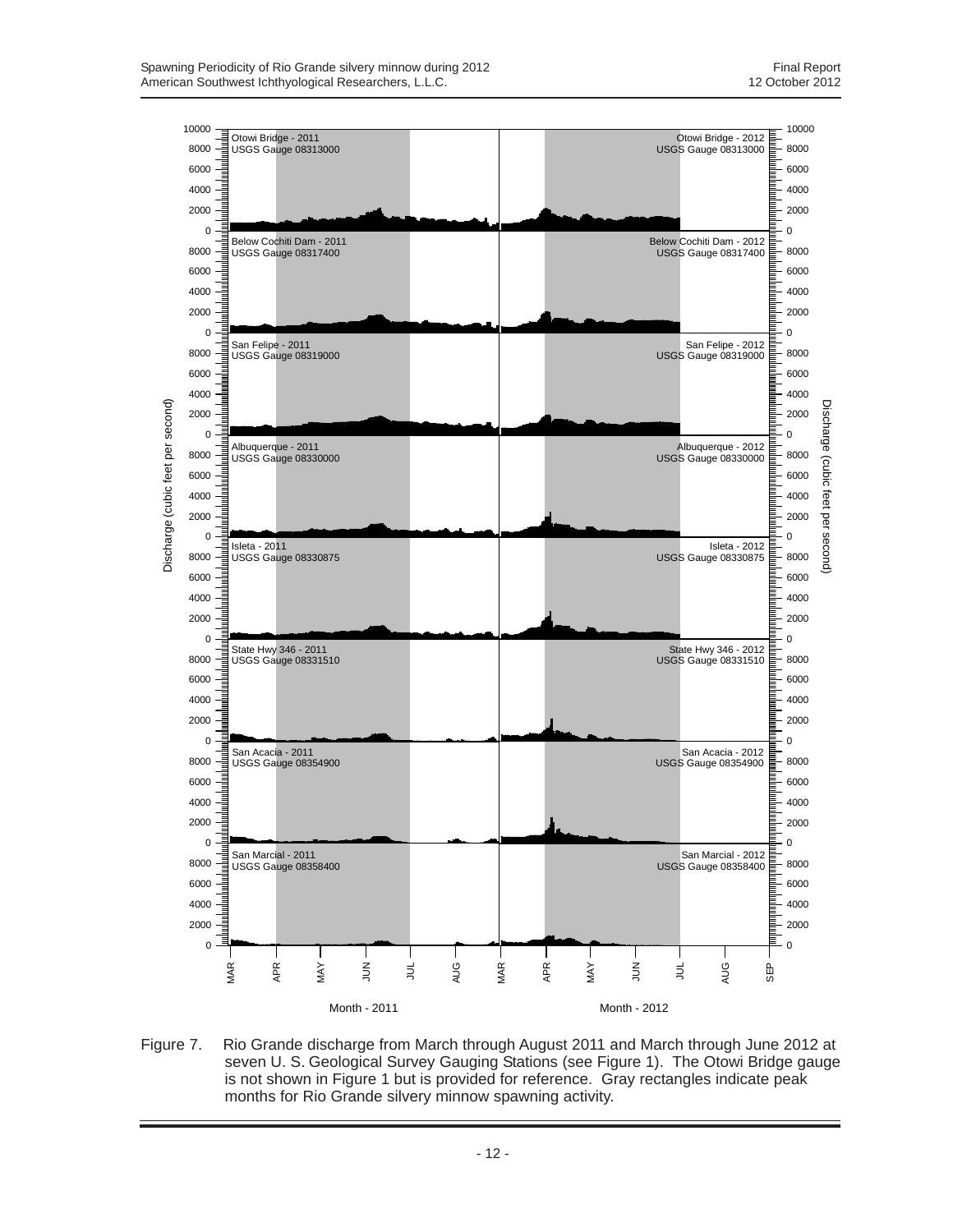Figure 7. Rio Grande discharge from March through August 2011 and March through June 2012 at seven U. S. Geological Survey Gauging Stations (see Figure 1). The Otowi Bridge gauge is not shown in Figure 1 but is provided for reference. Gray rectangles indicate peak months for Rio Grande silvery minnow spawning activity.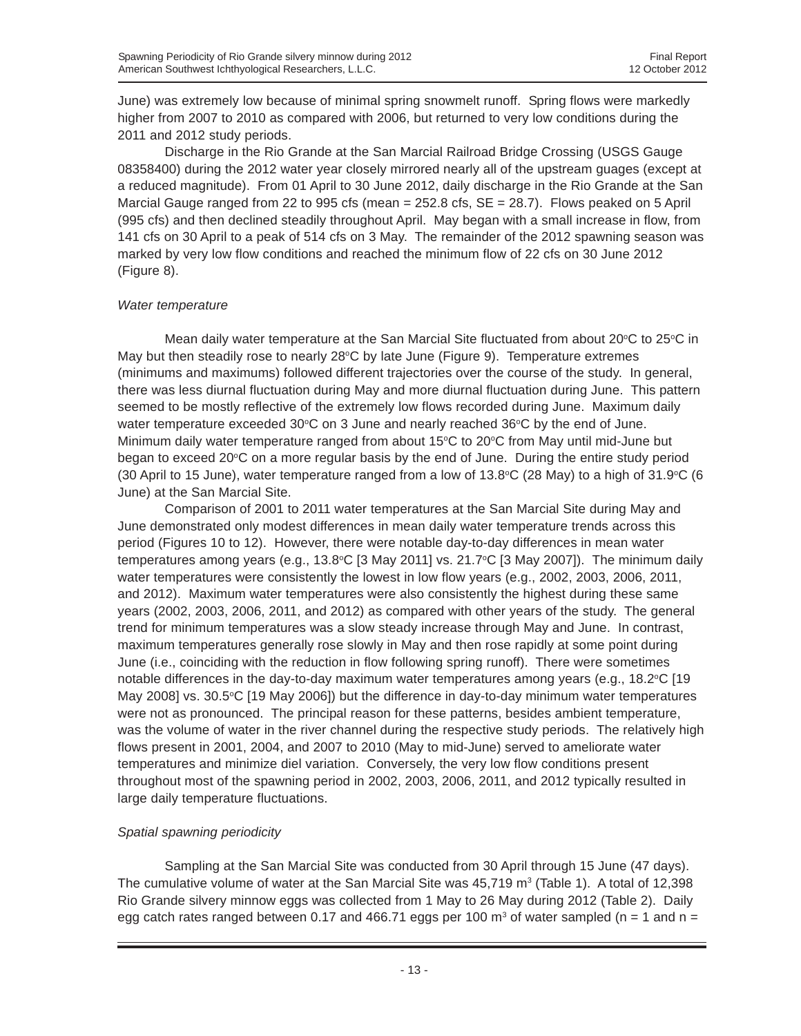June) was extremely low because of minimal spring snowmelt runoff. Spring flows were markedly higher from 2007 to 2010 as compared with 2006, but returned to very low conditions during the 2011 and 2012 study periods.

Discharge in the Rio Grande at the San Marcial Railroad Bridge Crossing (USGS Gauge 08358400) during the 2012 water year closely mirrored nearly all of the upstream guages (except at a reduced magnitude). From 01 April to 30 June 2012, daily discharge in the Rio Grande at the San Marcial Gauge ranged from 22 to 995 cfs (mean = 252.8 cfs, SE = 28.7). Flows peaked on 5 April (995 cfs) and then declined steadily throughout April. May began with a small increase in flow, from 141 cfs on 30 April to a peak of 514 cfs on 3 May. The remainder of the 2012 spawning season was marked by very low flow conditions and reached the minimum flow of 22 cfs on 30 June 2012 (Figure 8).

*Water temperature*

Mean daily water temperature at the San Marcial Site fluctuated from about 20°C to 25°C in May but then steadily rose to nearly 28°C by late June (Figure 9). Temperature extremes (minimums and maximums) followed different trajectories over the course of the study. In general, there was less diurnal fluctuation during May and more diurnal fluctuation during June. This pattern seemed to be mostly reflective of the extremely low flows recorded during June. Maximum daily water temperature exceeded 30°C on 3 June and nearly reached 36°C by the end of June. Minimum daily water temperature ranged from about 15°C to 20°C from May until mid-June but began to exceed 20°C on a more regular basis by the end of June. During the entire study period (30 April to 15 June), water temperature ranged from a low of 13.8°C (28 May) to a high of 31.9°C (6 June) at the San Marcial Site.

Comparison of 2001 to 2011 water temperatures at the San Marcial Site during May and June demonstrated only modest differences in mean daily water temperature trends across this period (Figures 10 to 12). However, there were notable day-to-day differences in mean water temperatures among years (e.g., 13.8°C [3 May 2011] vs. 21.7°C [3 May 2007]). The minimum daily water temperatures were consistently the lowest in low flow years (e.g., 2002, 2003, 2006, 2011, and 2012). Maximum water temperatures were also consistently the highest during these same years (2002, 2003, 2006, 2011, and 2012) as compared with other years of the study. The general trend for minimum temperatures was a slow steady increase through May and June. In contrast, maximum temperatures generally rose slowly in May and then rose rapidly at some point during June (i.e., coinciding with the reduction in flow following spring runoff). There were sometimes notable differences in the day-to-day maximum water temperatures among years (e.g., 18.2°C [19 May 2008] vs. 30.5°C [19 May 2006]) but the difference in day-to-day minimum water temperatures were not as pronounced. The principal reason for these patterns, besides ambient temperature, was the volume of water in the river channel during the respective study periods. The relatively high flows present in 2001, 2004, and 2007 to 2010 (May to mid-June) served to ameliorate water temperatures and minimize diel variation. Conversely, the very low flow conditions present throughout most of the spawning period in 2002, 2003, 2006, 2011, and 2012 typically resulted in large daily temperature fluctuations.

*Spatial spawning periodicity*

Sampling at the San Marcial Site was conducted from 30 April through 15 June (47 days). The cumulative volume of water at the San Marcial Site was 45,719 $m^3$ (Table 1). A total of 12,398 Rio Grande silvery minnow eggs was collected from 1 May to 26 May during 2012 (Table 2). Daily egg catch rates ranged between 0.17 and 466.71 eggs per 100 $m^3$ of water sampled (n = 1 and n =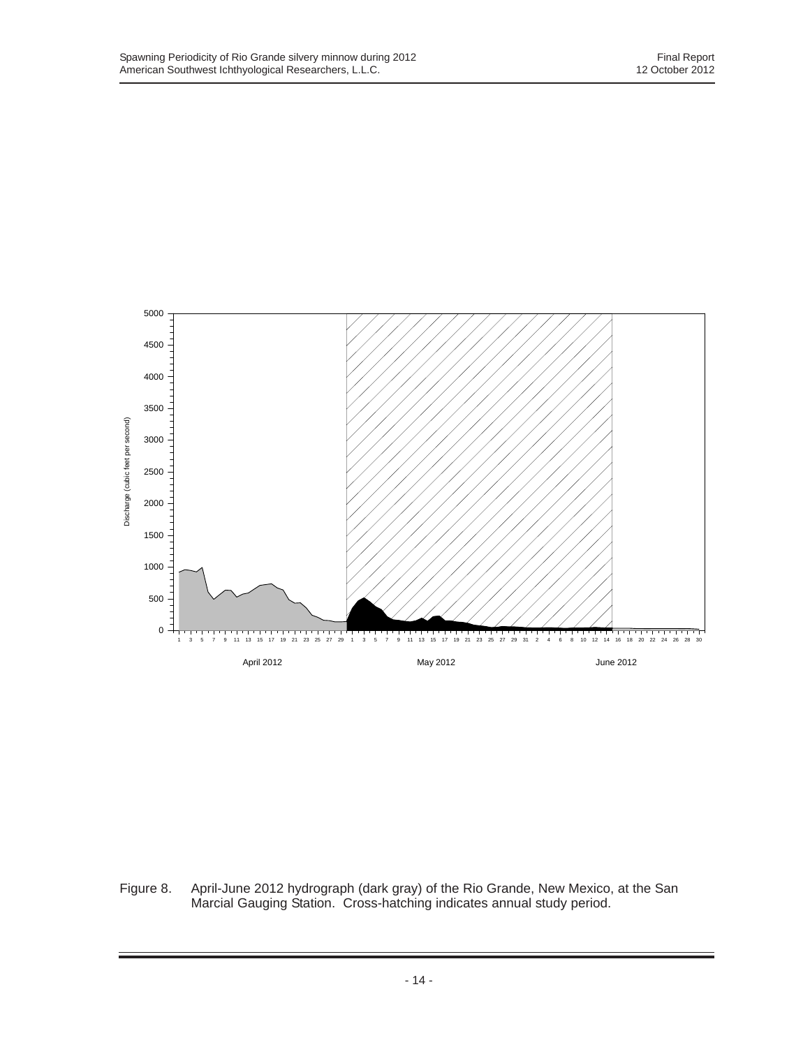Figure 8. April-June 2012 hydrograph (dark gray) of the Rio Grande, New Mexico, at the San Marcial Gauging Station. Cross-hatching indicates annual study period.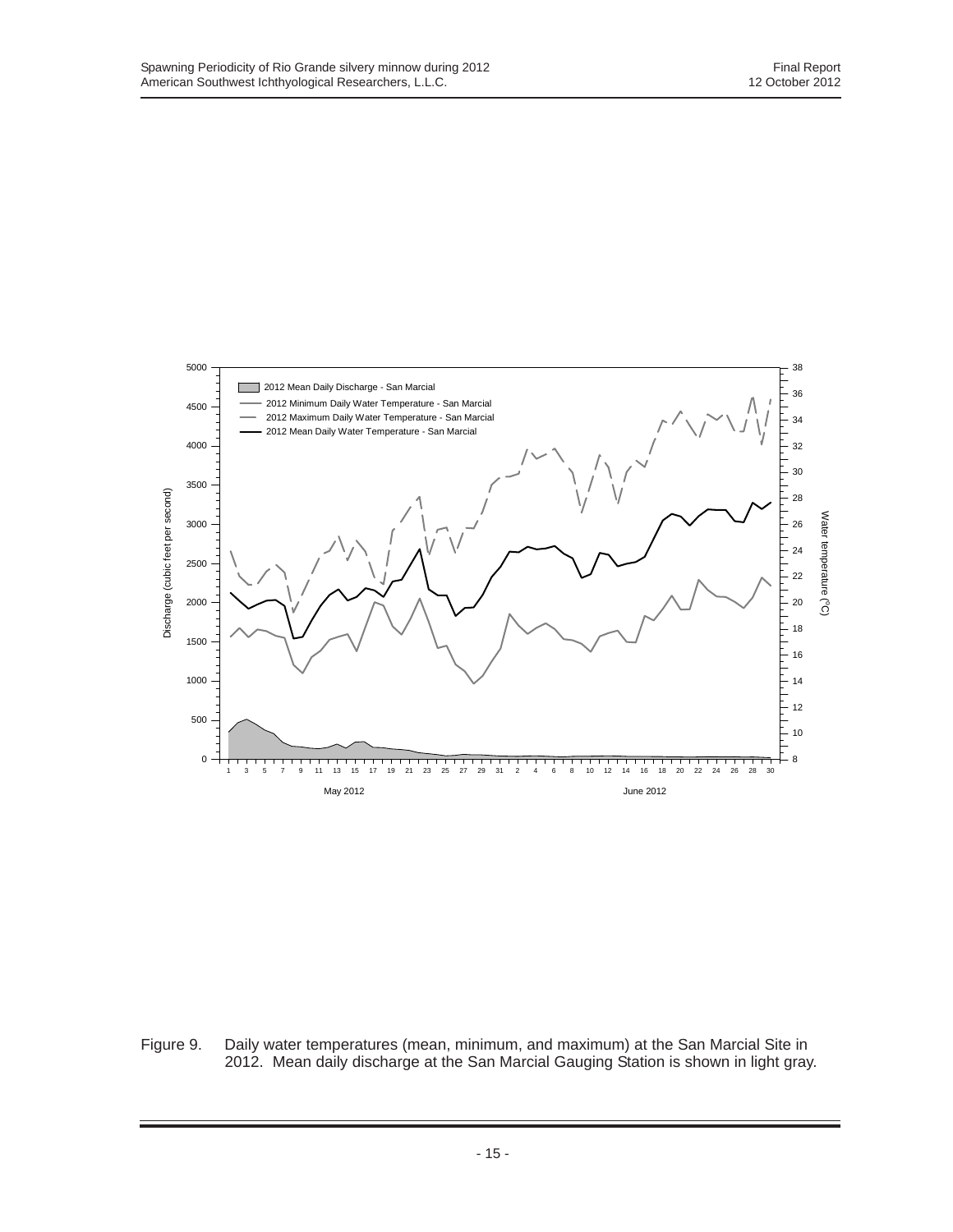Figure 9. Daily water temperatures (mean, minimum, and maximum) at the San Marcial Site in 2012. Mean daily discharge at the San Marcial Gauging Station is shown in light gray.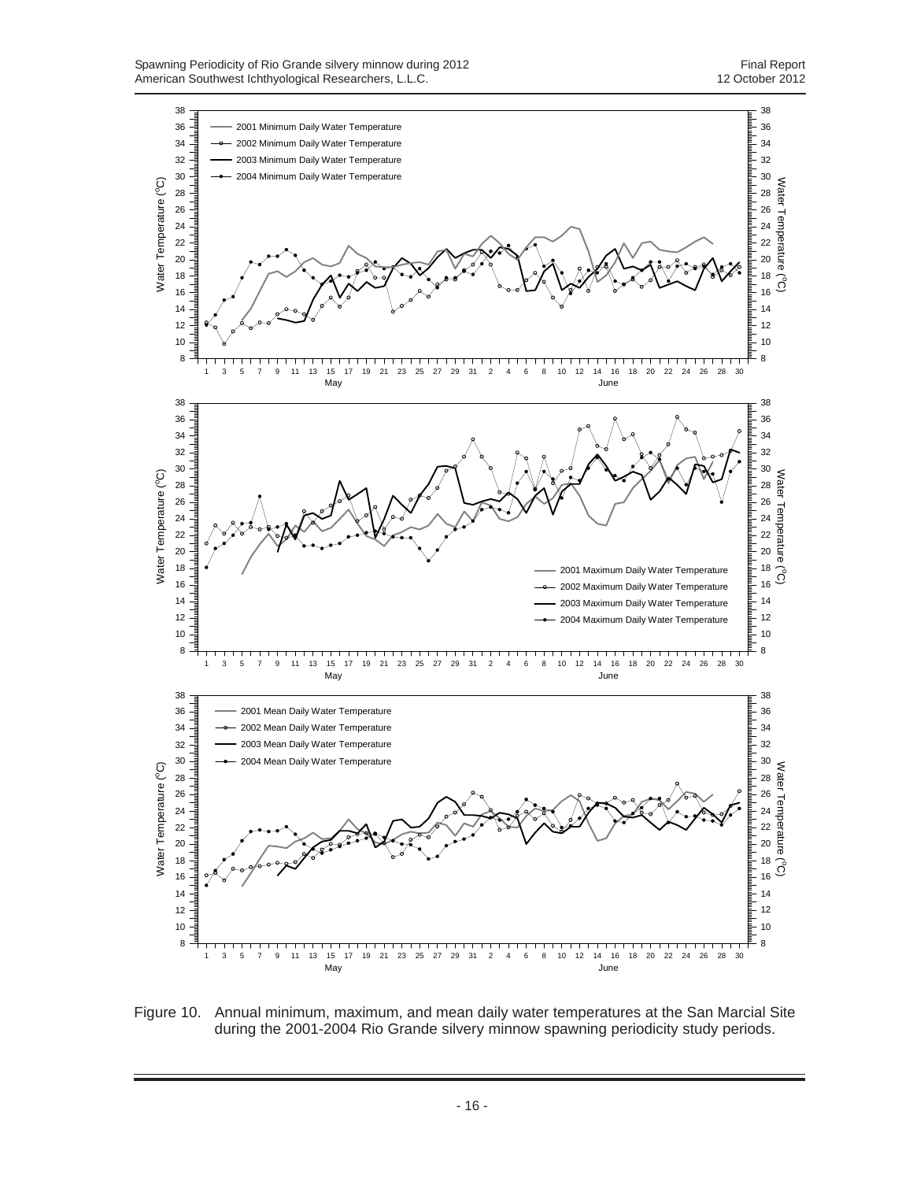Figure 10. Annual minimum, maximum, and mean daily water temperatures at the San Marcial Site during the 2001-2004 Rio Grande silvery minnow spawning periodicity study periods.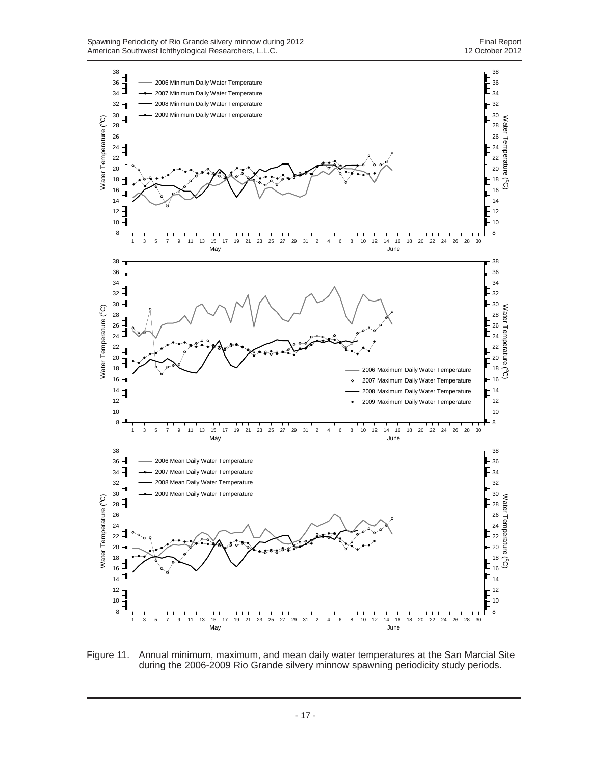Figure 11. Annual minimum, maximum, and mean daily water temperatures at the San Marcial Site during the 2006-2009 Rio Grande silvery minnow spawning periodicity study periods.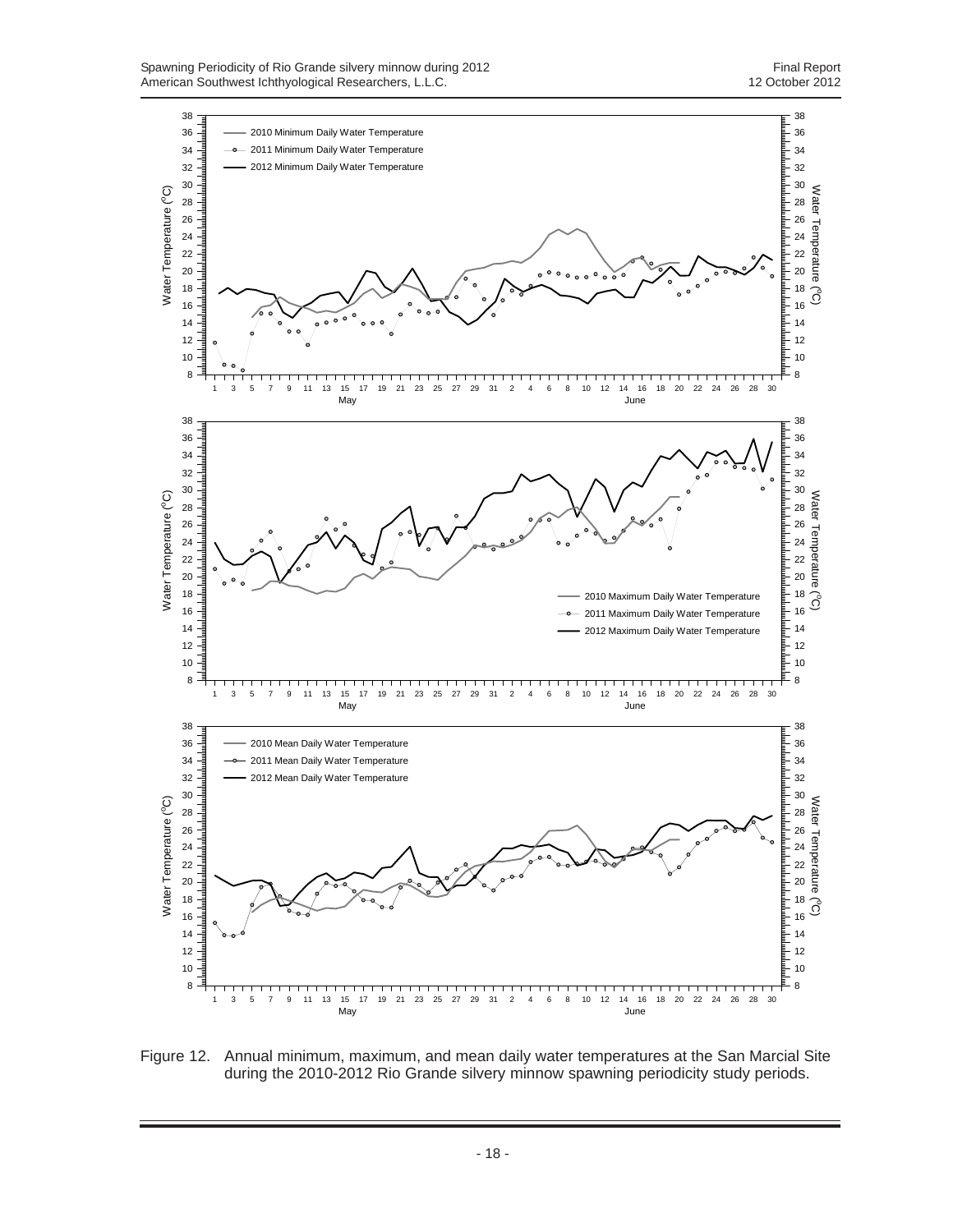Figure 12. Annual minimum, maximum, and mean daily water temperatures at the San Marcial Site during the 2010-2012 Rio Grande silvery minnow spawning periodicity study periods.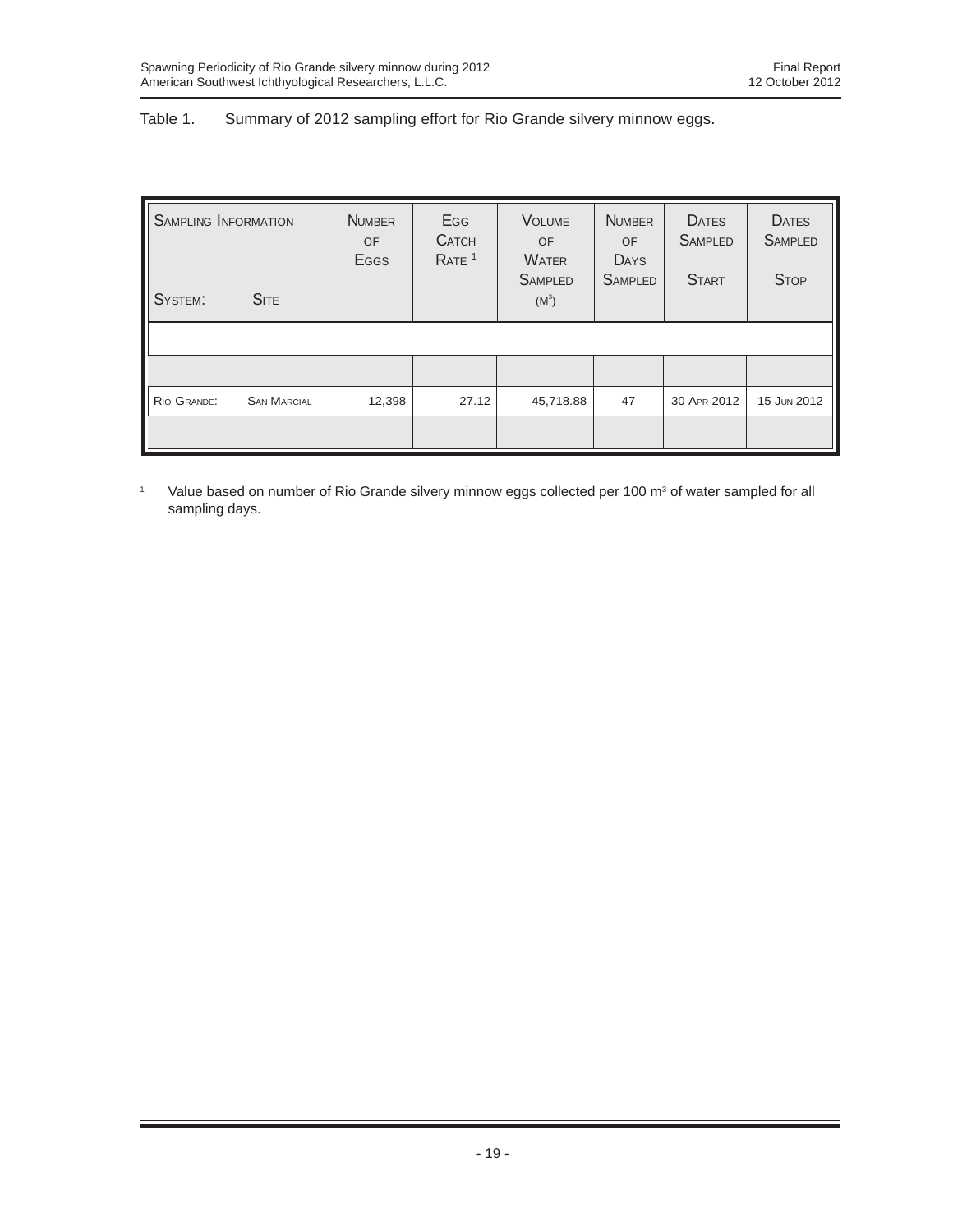Table 1. Summary of 2012 sampling effort for Rio Grande silvery minnow eggs.

| Sampling Information — System: Site | Number of Eggs | Egg Catch Rate [1] | Volume of Water Sampled ($M^3$) | Number of Days Sampled | Dates Sampled Start | Dates Sampled Stop |
|---|---|---|---|---|---|---|
| Rio Grande: San Marcial | 12,398 | 27.12 | 45,718.88 | 47 | 30 Apr 2012 | 15 Jun 2012 |

[1] Value based on number of Rio Grande silvery minnow eggs collected per 100 $m^3$ of water sampled for all sampling days.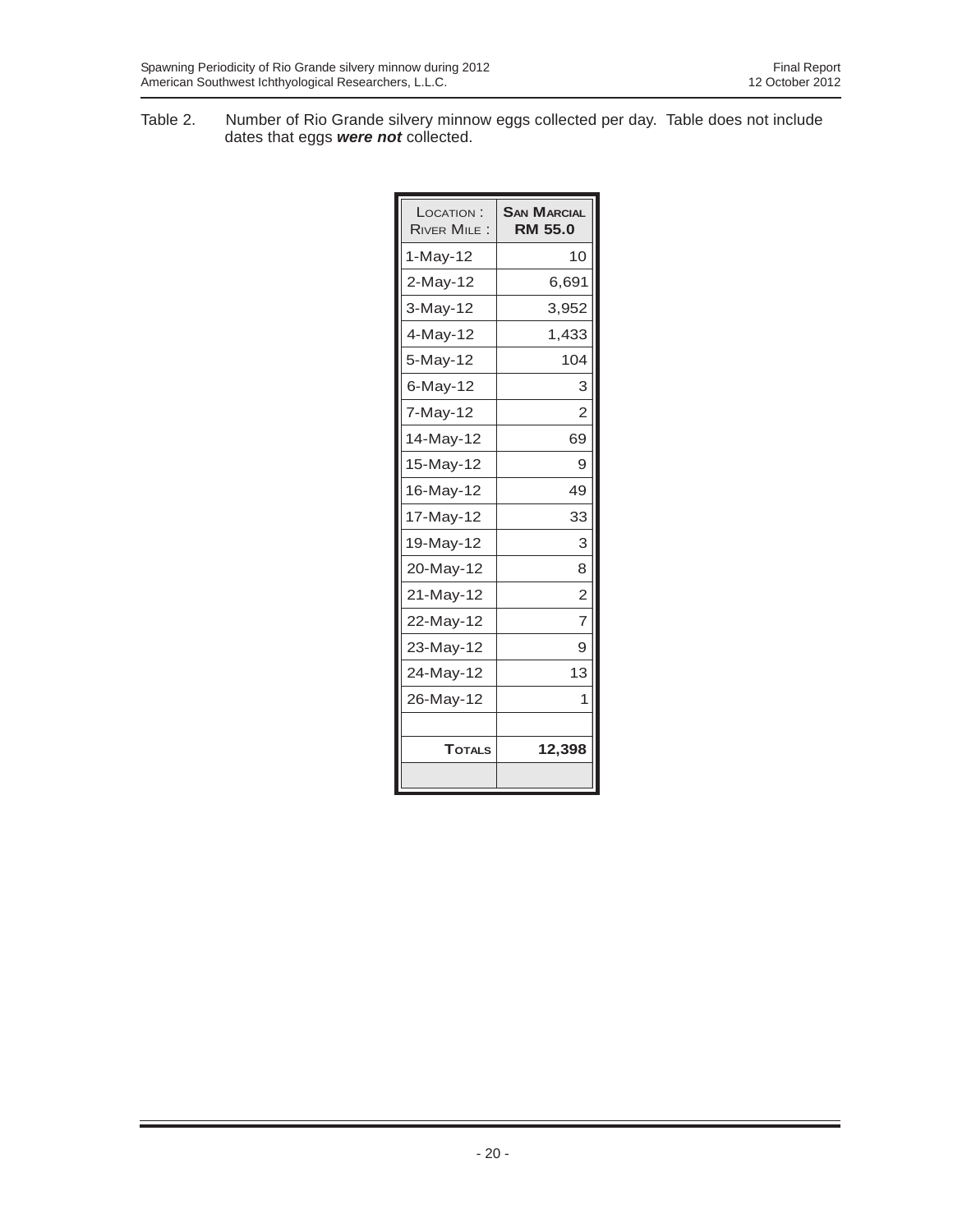Table 2. Number of Rio Grande silvery minnow eggs collected per day. Table does not include dates that eggs ***were not*** collected.

| Location : River Mile : | **San Marcial RM 55.0** |
|---|---|
| 1-May-12 | 10 |
| 2-May-12 | 6,691 |
| 3-May-12 | 3,952 |
| 4-May-12 | 1,433 |
| 5-May-12 | 104 |
| 6-May-12 | 3 |
| 7-May-12 | 2 |
| 14-May-12 | 69 |
| 15-May-12 | 9 |
| 16-May-12 | 49 |
| 17-May-12 | 33 |
| 19-May-12 | 3 |
| 20-May-12 | 8 |
| 21-May-12 | 2 |
| 22-May-12 | 7 |
| 23-May-12 | 9 |
| 24-May-12 | 13 |
| 26-May-12 | 1 |
| | |
| **Totals** | **12,398** |
| | |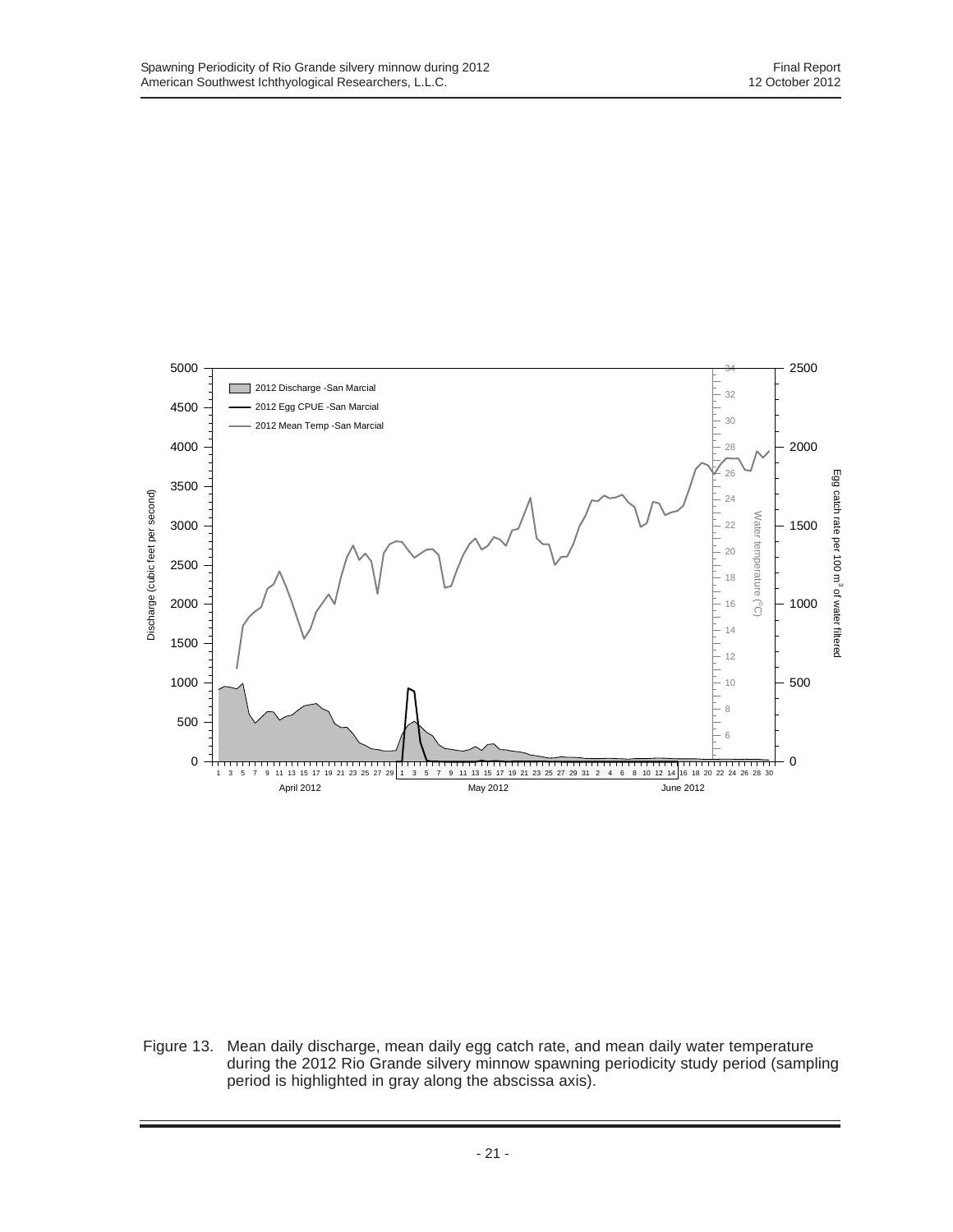Figure 13. Mean daily discharge, mean daily egg catch rate, and mean daily water temperature during the 2012 Rio Grande silvery minnow spawning periodicity study period (sampling period is highlighted in gray along the abscissa axis).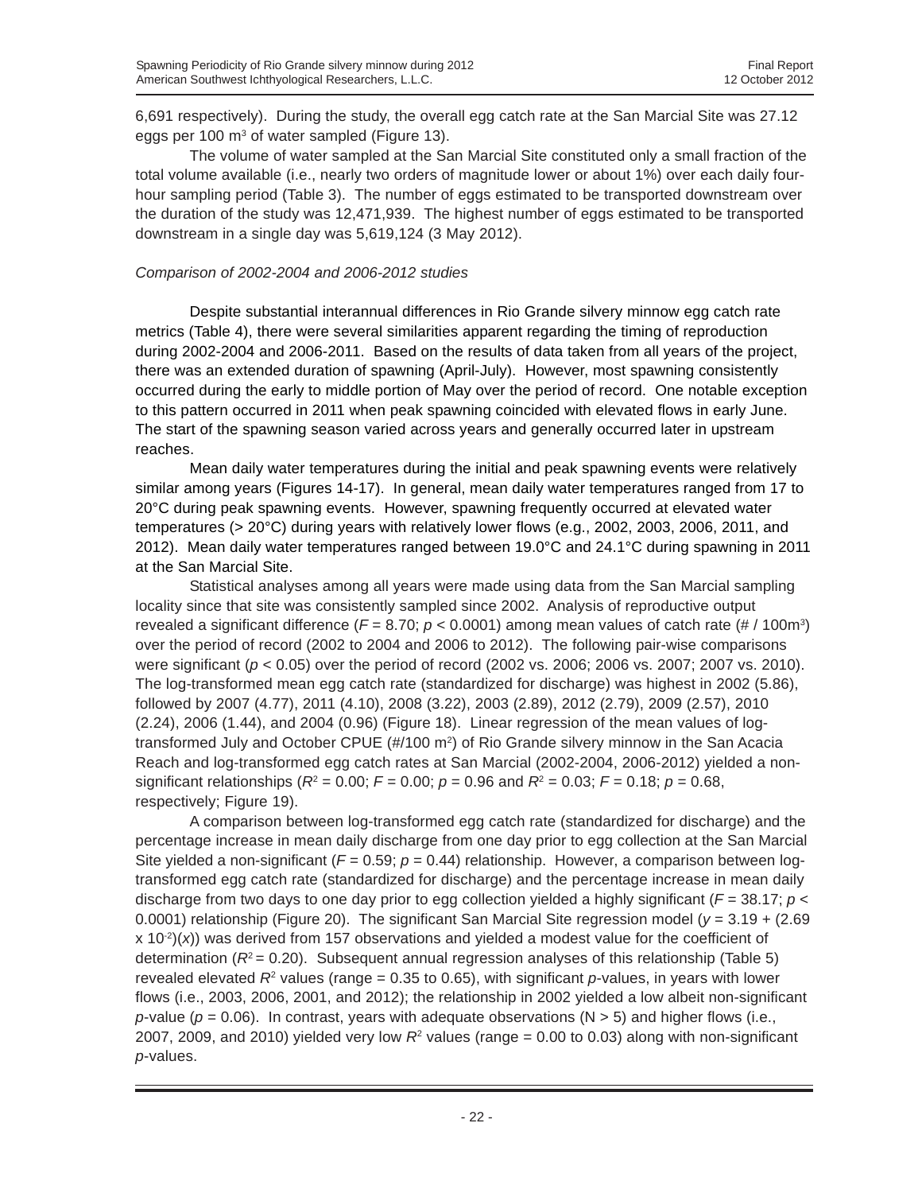6,691 respectively). During the study, the overall egg catch rate at the San Marcial Site was 27.12 eggs per 100 $m^3$ of water sampled (Figure 13).

The volume of water sampled at the San Marcial Site constituted only a small fraction of the total volume available (i.e., nearly two orders of magnitude lower or about 1%) over each daily four-hour sampling period (Table 3). The number of eggs estimated to be transported downstream over the duration of the study was 12,471,939. The highest number of eggs estimated to be transported downstream in a single day was 5,619,124 (3 May 2012).

*Comparison of 2002-2004 and 2006-2012 studies*

Despite substantial interannual differences in Rio Grande silvery minnow egg catch rate metrics (Table 4), there were several similarities apparent regarding the timing of reproduction during 2002-2004 and 2006-2011. Based on the results of data taken from all years of the project, there was an extended duration of spawning (April-July). However, most spawning consistently occurred during the early to middle portion of May over the period of record. One notable exception to this pattern occurred in 2011 when peak spawning coincided with elevated flows in early June. The start of the spawning season varied across years and generally occurred later in upstream reaches.

Mean daily water temperatures during the initial and peak spawning events were relatively similar among years (Figures 14-17). In general, mean daily water temperatures ranged from 17 to 20°C during peak spawning events. However, spawning frequently occurred at elevated water temperatures (> 20°C) during years with relatively lower flows (e.g., 2002, 2003, 2006, 2011, and 2012). Mean daily water temperatures ranged between 19.0°C and 24.1°C during spawning in 2011 at the San Marcial Site.

Statistical analyses among all years were made using data from the San Marcial sampling locality since that site was consistently sampled since 2002. Analysis of reproductive output revealed a significant difference ($F = 8.70$; $p < 0.0001$) among mean values of catch rate (# / 100$m^3$) over the period of record (2002 to 2004 and 2006 to 2012). The following pair-wise comparisons were significant ($p < 0.05$) over the period of record (2002 vs. 2006; 2006 vs. 2007; 2007 vs. 2010). The log-transformed mean egg catch rate (standardized for discharge) was highest in 2002 (5.86), followed by 2007 (4.77), 2011 (4.10), 2008 (3.22), 2003 (2.89), 2012 (2.79), 2009 (2.57), 2010 (2.24), 2006 (1.44), and 2004 (0.96) (Figure 18). Linear regression of the mean values of log-transformed July and October CPUE (#/100 $m^2$) of Rio Grande silvery minnow in the San Acacia Reach and log-transformed egg catch rates at San Marcial (2002-2004, 2006-2012) yielded a non-significant relationships ($R^2 = 0.00$; $F = 0.00$; $p = 0.96$ and $R^2 = 0.03$; $F = 0.18$; $p = 0.68$, respectively; Figure 19).

A comparison between log-transformed egg catch rate (standardized for discharge) and the percentage increase in mean daily discharge from one day prior to egg collection at the San Marcial Site yielded a non-significant ($F = 0.59$; $p = 0.44$) relationship. However, a comparison between log-transformed egg catch rate (standardized for discharge) and the percentage increase in mean daily discharge from two days to one day prior to egg collection yielded a highly significant ($F = 38.17$; $p < 0.0001$) relationship (Figure 20). The significant San Marcial Site regression model ($y = 3.19 + (2.69 \times 10^{-2})(x)$) was derived from 157 observations and yielded a modest value for the coefficient of determination ($R^2 = 0.20$). Subsequent annual regression analyses of this relationship (Table 5) revealed elevated $R^2$ values (range = 0.35 to 0.65), with significant *p*-values, in years with lower flows (i.e., 2003, 2006, 2001, and 2012); the relationship in 2002 yielded a low albeit non-significant *p*-value ($p = 0.06$). In contrast, years with adequate observations (N > 5) and higher flows (i.e., 2007, 2009, and 2010) yielded very low $R^2$ values (range = 0.00 to 0.03) along with non-significant *p*-values.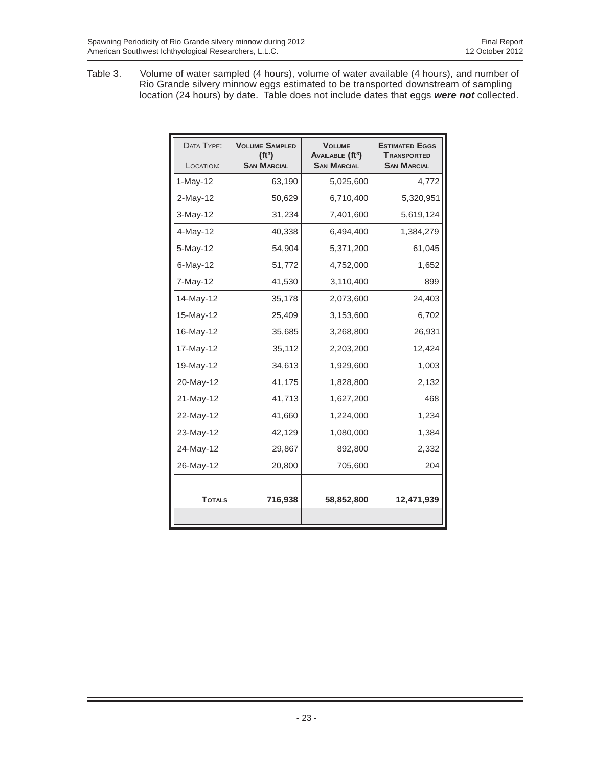Table 3. Volume of water sampled (4 hours), volume of water available (4 hours), and number of Rio Grande silvery minnow eggs estimated to be transported downstream of sampling location (24 hours) by date. Table does not include dates that eggs ***were not*** collected.

| DATA TYPE: LOCATION: | VOLUME SAMPLED ($ft^3$) SAN MARCIAL | VOLUME AVAILABLE ($ft^3$) SAN MARCIAL | ESTIMATED EGGS TRANSPORTED SAN MARCIAL |
|---|---|---|---|
| 1-May-12 | 63,190 | 5,025,600 | 4,772 |
| 2-May-12 | 50,629 | 6,710,400 | 5,320,951 |
| 3-May-12 | 31,234 | 7,401,600 | 5,619,124 |
| 4-May-12 | 40,338 | 6,494,400 | 1,384,279 |
| 5-May-12 | 54,904 | 5,371,200 | 61,045 |
| 6-May-12 | 51,772 | 4,752,000 | 1,652 |
| 7-May-12 | 41,530 | 3,110,400 | 899 |
| 14-May-12 | 35,178 | 2,073,600 | 24,403 |
| 15-May-12 | 25,409 | 3,153,600 | 6,702 |
| 16-May-12 | 35,685 | 3,268,800 | 26,931 |
| 17-May-12 | 35,112 | 2,203,200 | 12,424 |
| 19-May-12 | 34,613 | 1,929,600 | 1,003 |
| 20-May-12 | 41,175 | 1,828,800 | 2,132 |
| 21-May-12 | 41,713 | 1,627,200 | 468 |
| 22-May-12 | 41,660 | 1,224,000 | 1,234 |
| 23-May-12 | 42,129 | 1,080,000 | 1,384 |
| 24-May-12 | 29,867 | 892,800 | 2,332 |
| 26-May-12 | 20,800 | 705,600 | 204 |
| | | | |
| **TOTALS** | **716,938** | **58,852,800** | **12,471,939** |
| | | | |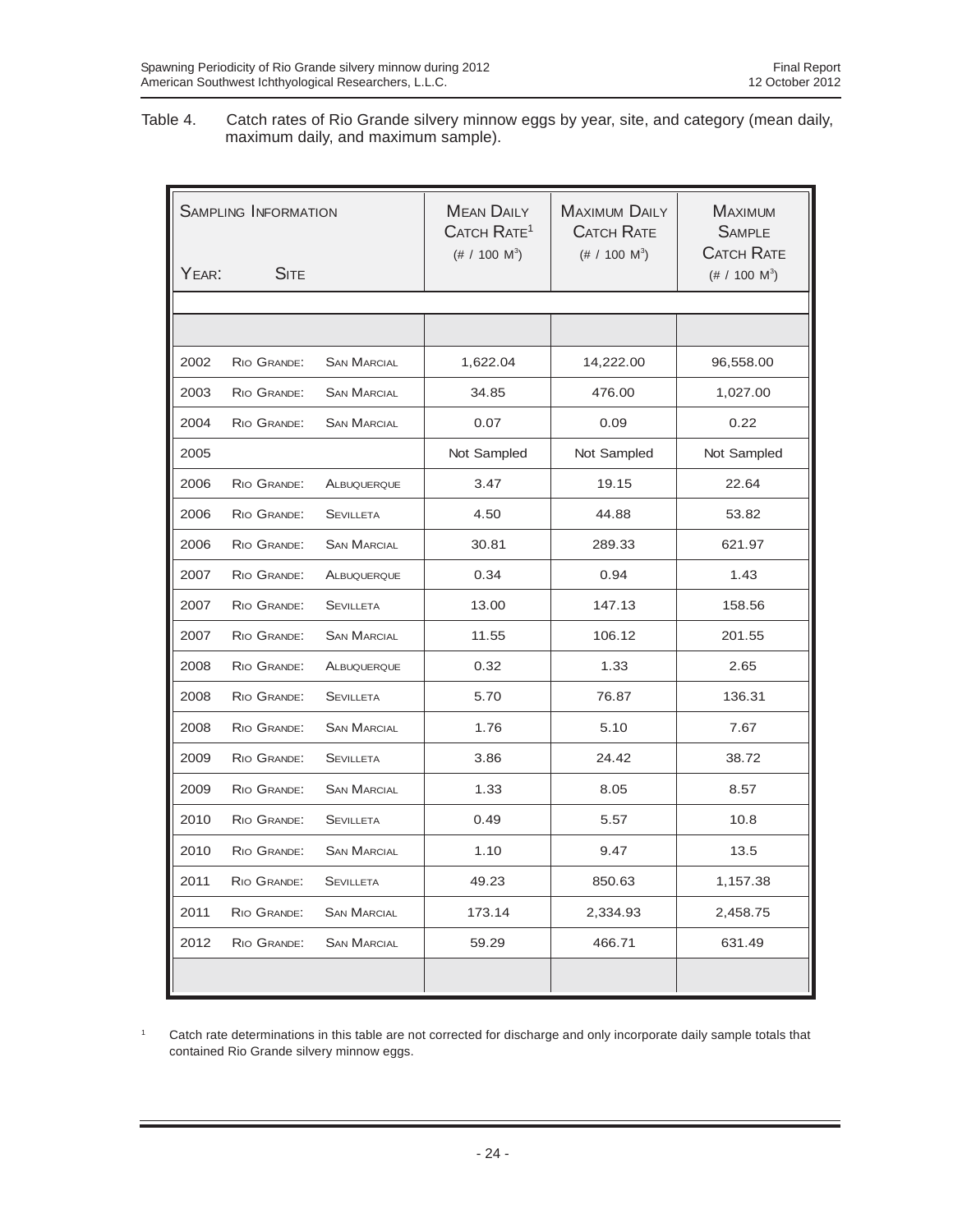Table 4. Catch rates of Rio Grande silvery minnow eggs by year, site, and category (mean daily, maximum daily, and maximum sample).

| Sampling Information Year: | Site | | Mean Daily Catch Rate[1] (# / 100 $M^3$) | Maximum Daily Catch Rate (# / 100 $M^3$) | Maximum Sample Catch Rate (# / 100 $M^3$) |
|---|---|---|---|---|---|
| 2002 | Rio Grande: | San Marcial | 1,622.04 | 14,222.00 | 96,558.00 |
| 2003 | Rio Grande: | San Marcial | 34.85 | 476.00 | 1,027.00 |
| 2004 | Rio Grande: | San Marcial | 0.07 | 0.09 | 0.22 |
| 2005 | | | Not Sampled | Not Sampled | Not Sampled |
| 2006 | Rio Grande: | Albuquerque | 3.47 | 19.15 | 22.64 |
| 2006 | Rio Grande: | Sevilleta | 4.50 | 44.88 | 53.82 |
| 2006 | Rio Grande: | San Marcial | 30.81 | 289.33 | 621.97 |
| 2007 | Rio Grande: | Albuquerque | 0.34 | 0.94 | 1.43 |
| 2007 | Rio Grande: | Sevilleta | 13.00 | 147.13 | 158.56 |
| 2007 | Rio Grande: | San Marcial | 11.55 | 106.12 | 201.55 |
| 2008 | Rio Grande: | Albuquerque | 0.32 | 1.33 | 2.65 |
| 2008 | Rio Grande: | Sevilleta | 5.70 | 76.87 | 136.31 |
| 2008 | Rio Grande: | San Marcial | 1.76 | 5.10 | 7.67 |
| 2009 | Rio Grande: | Sevilleta | 3.86 | 24.42 | 38.72 |
| 2009 | Rio Grande: | San Marcial | 1.33 | 8.05 | 8.57 |
| 2010 | Rio Grande: | Sevilleta | 0.49 | 5.57 | 10.8 |
| 2010 | Rio Grande: | San Marcial | 1.10 | 9.47 | 13.5 |
| 2011 | Rio Grande: | Sevilleta | 49.23 | 850.63 | 1,157.38 |
| 2011 | Rio Grande: | San Marcial | 173.14 | 2,334.93 | 2,458.75 |
| 2012 | Rio Grande: | San Marcial | 59.29 | 466.71 | 631.49 |

[1] Catch rate determinations in this table are not corrected for discharge and only incorporate daily sample totals that contained Rio Grande silvery minnow eggs.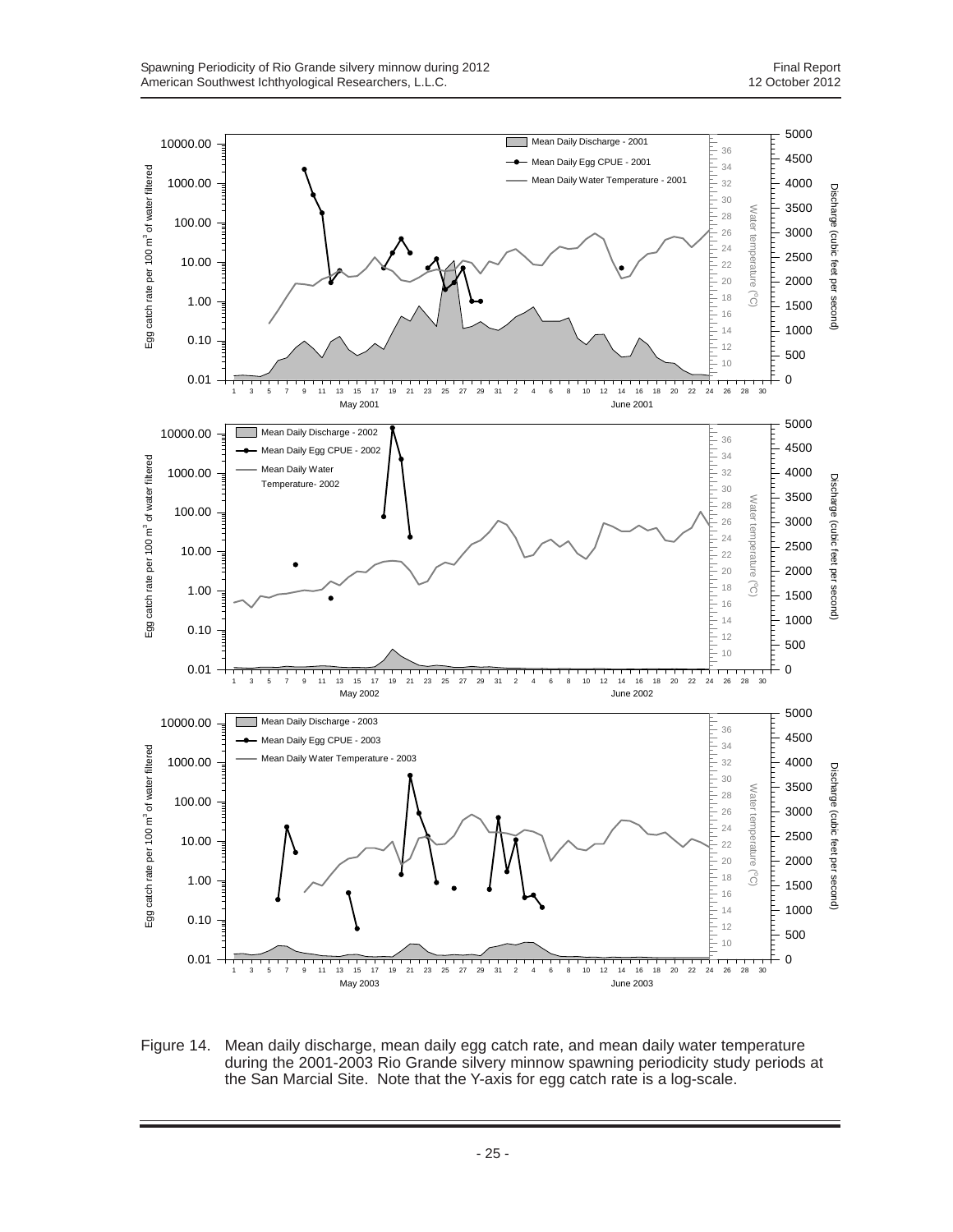Figure 14. Mean daily discharge, mean daily egg catch rate, and mean daily water temperature during the 2001-2003 Rio Grande silvery minnow spawning periodicity study periods at the San Marcial Site. Note that the Y-axis for egg catch rate is a log-scale.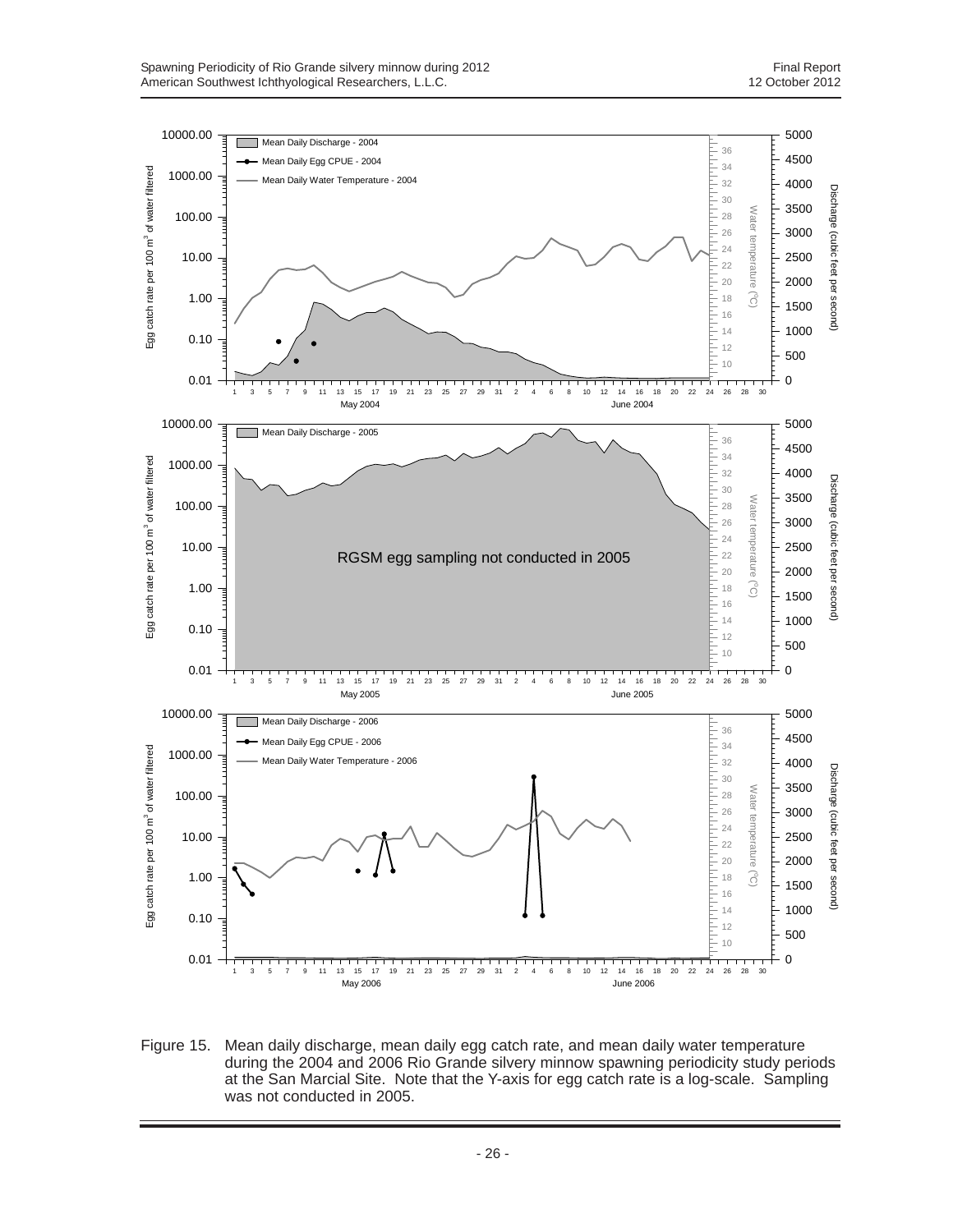Figure 15. Mean daily discharge, mean daily egg catch rate, and mean daily water temperature during the 2004 and 2006 Rio Grande silvery minnow spawning periodicity study periods at the San Marcial Site. Note that the Y-axis for egg catch rate is a log-scale. Sampling was not conducted in 2005.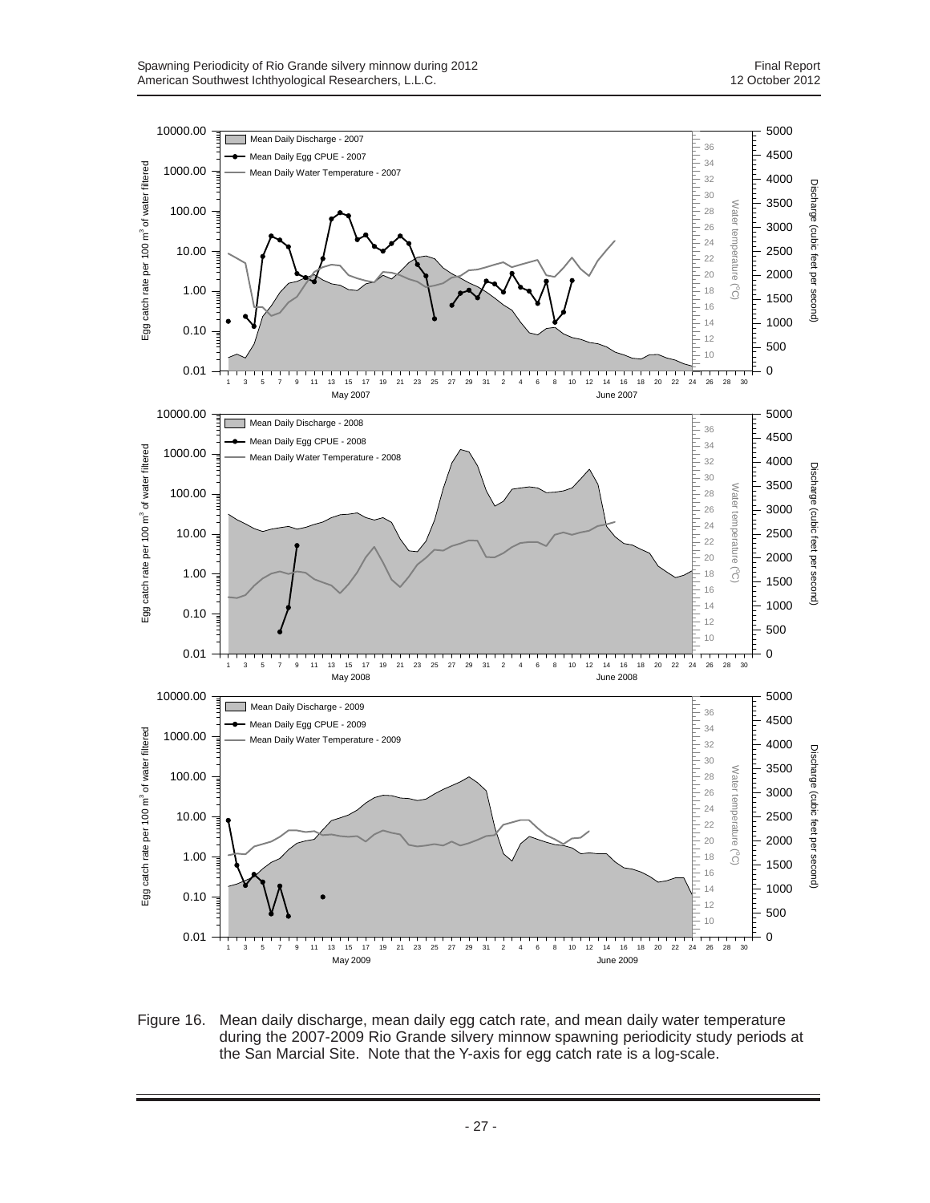Figure 16. Mean daily discharge, mean daily egg catch rate, and mean daily water temperature during the 2007-2009 Rio Grande silvery minnow spawning periodicity study periods at the San Marcial Site. Note that the Y-axis for egg catch rate is a log-scale.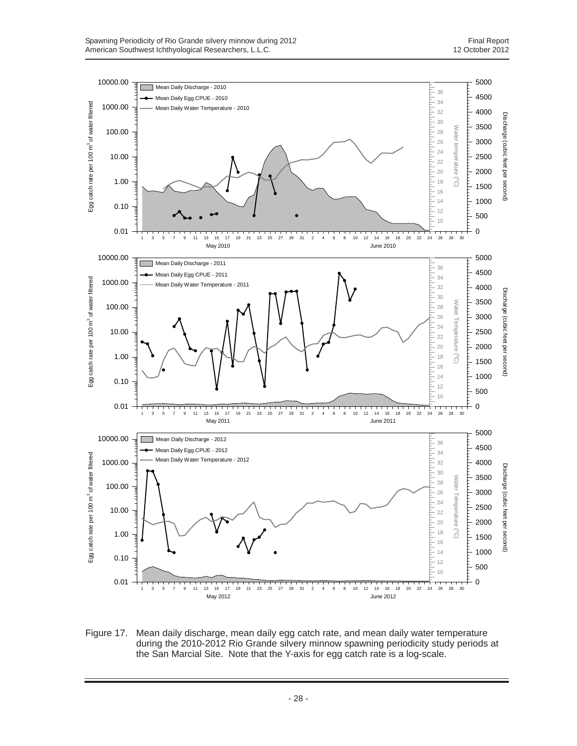Figure 17. Mean daily discharge, mean daily egg catch rate, and mean daily water temperature during the 2010-2012 Rio Grande silvery minnow spawning periodicity study periods at the San Marcial Site. Note that the Y-axis for egg catch rate is a log-scale.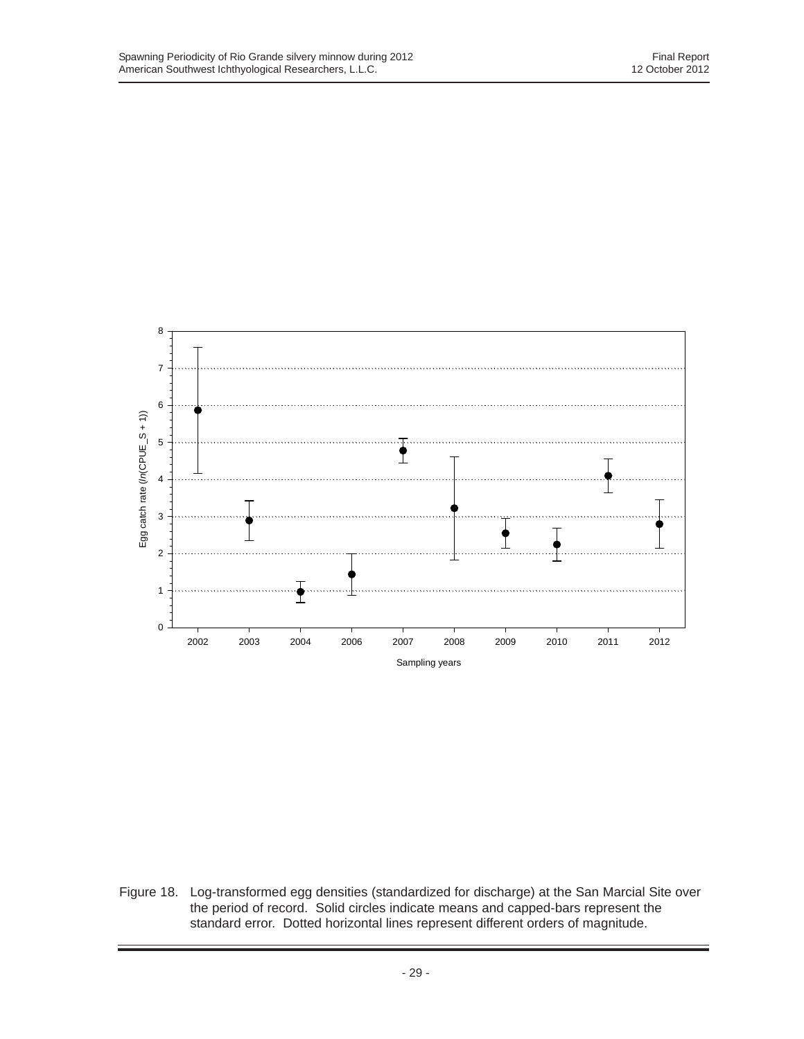Figure 18. Log-transformed egg densities (standardized for discharge) at the San Marcial Site over the period of record. Solid circles indicate means and capped-bars represent the standard error. Dotted horizontal lines represent different orders of magnitude.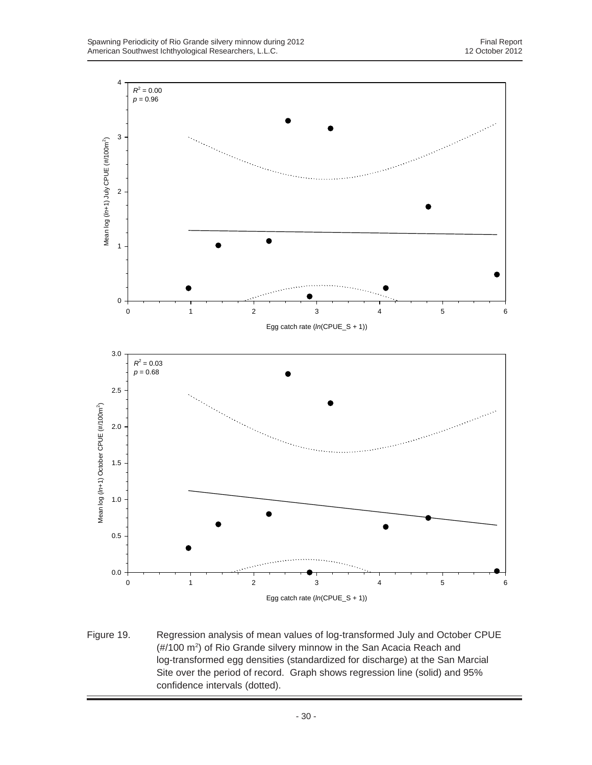Figure 19. Regression analysis of mean values of log-transformed July and October CPUE (#/100 $m^2$) of Rio Grande silvery minnow in the San Acacia Reach and log-transformed egg densities (standardized for discharge) at the San Marcial Site over the period of record. Graph shows regression line (solid) and 95% confidence intervals (dotted).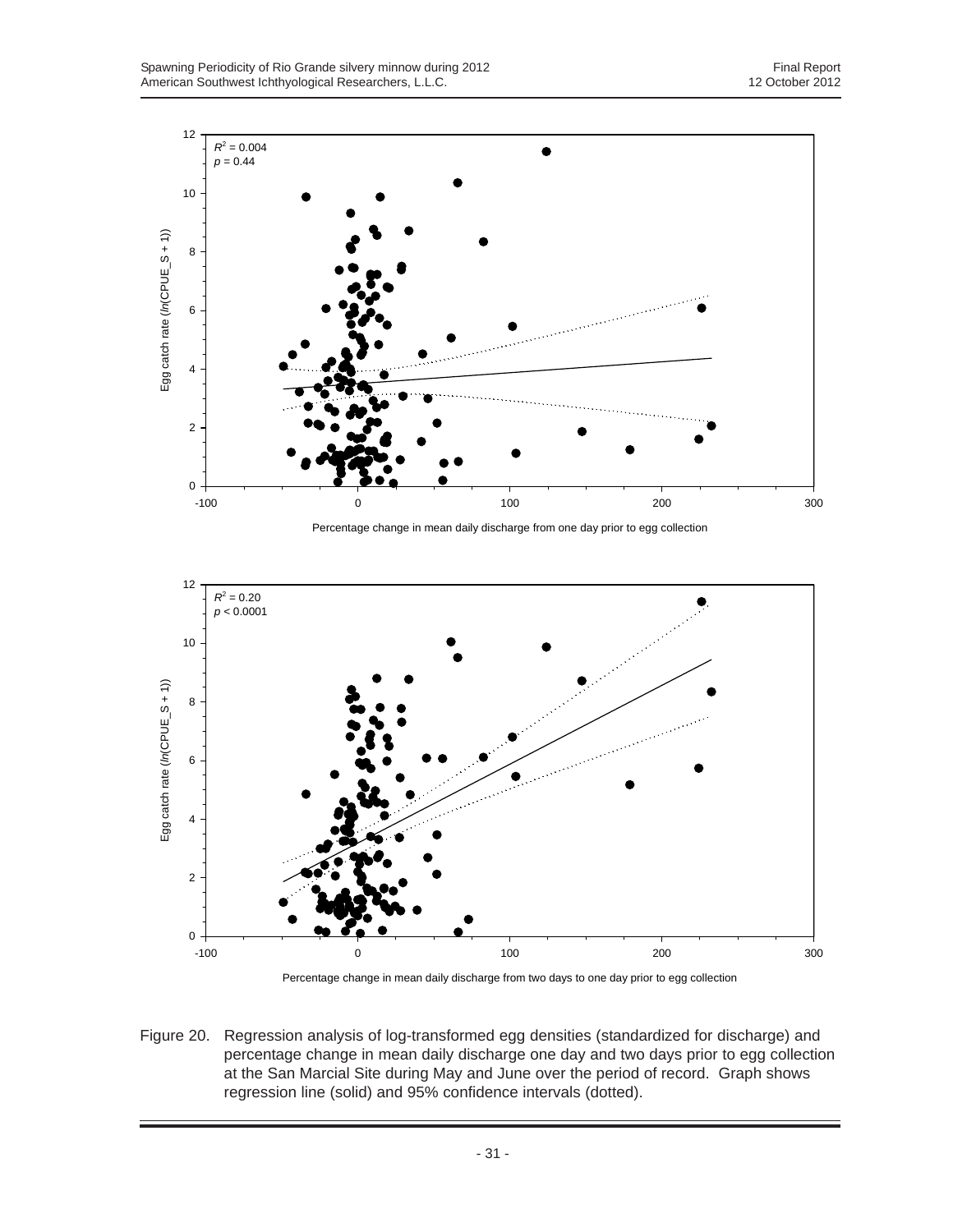Figure 20. Regression analysis of log-transformed egg densities (standardized for discharge) and percentage change in mean daily discharge one day and two days prior to egg collection at the San Marcial Site during May and June over the period of record. Graph shows regression line (solid) and 95% confidence intervals (dotted).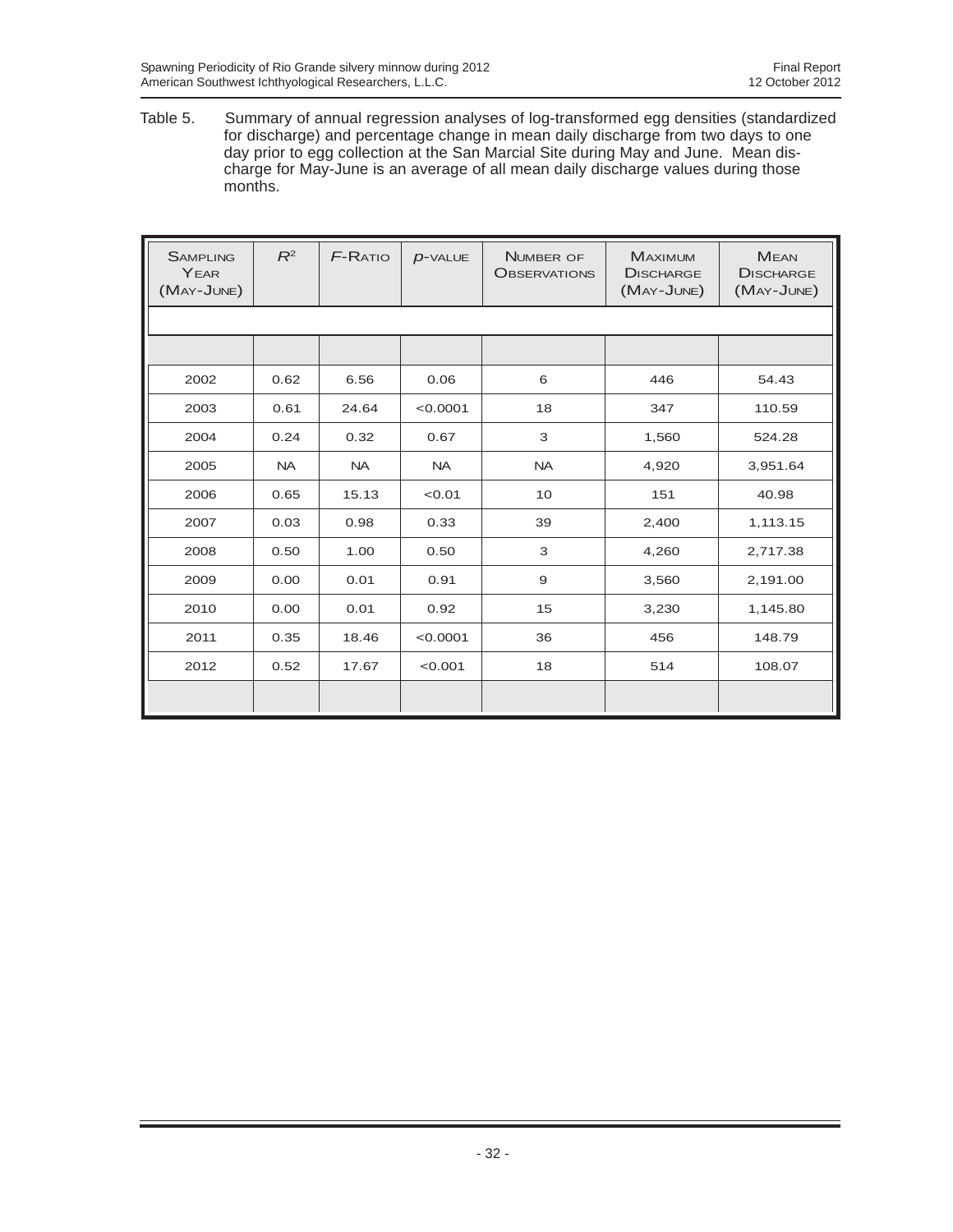Table 5. Summary of annual regression analyses of log-transformed egg densities (standardized for discharge) and percentage change in mean daily discharge from two days to one day prior to egg collection at the San Marcial Site during May and June. Mean discharge for May-June is an average of all mean daily discharge values during those months.

| Sampling Year (May-June) | $R^2$ | $F$-Ratio | $p$-value | Number of Observations | Maximum Discharge (May-June) | Mean Discharge (May-June) |
|---|---|---|---|---|---|---|
| 2002 | 0.62 | 6.56 | 0.06 | 6 | 446 | 54.43 |
| 2003 | 0.61 | 24.64 | <0.0001 | 18 | 347 | 110.59 |
| 2004 | 0.24 | 0.32 | 0.67 | 3 | 1,560 | 524.28 |
| 2005 | NA | NA | NA | NA | 4,920 | 3,951.64 |
| 2006 | 0.65 | 15.13 | <0.01 | 10 | 151 | 40.98 |
| 2007 | 0.03 | 0.98 | 0.33 | 39 | 2,400 | 1,113.15 |
| 2008 | 0.50 | 1.00 | 0.50 | 3 | 4,260 | 2,717.38 |
| 2009 | 0.00 | 0.01 | 0.91 | 9 | 3,560 | 2,191.00 |
| 2010 | 0.00 | 0.01 | 0.92 | 15 | 3,230 | 1,145.80 |
| 2011 | 0.35 | 18.46 | <0.0001 | 36 | 456 | 148.79 |
| 2012 | 0.52 | 17.67 | <0.001 | 18 | 514 | 108.07 |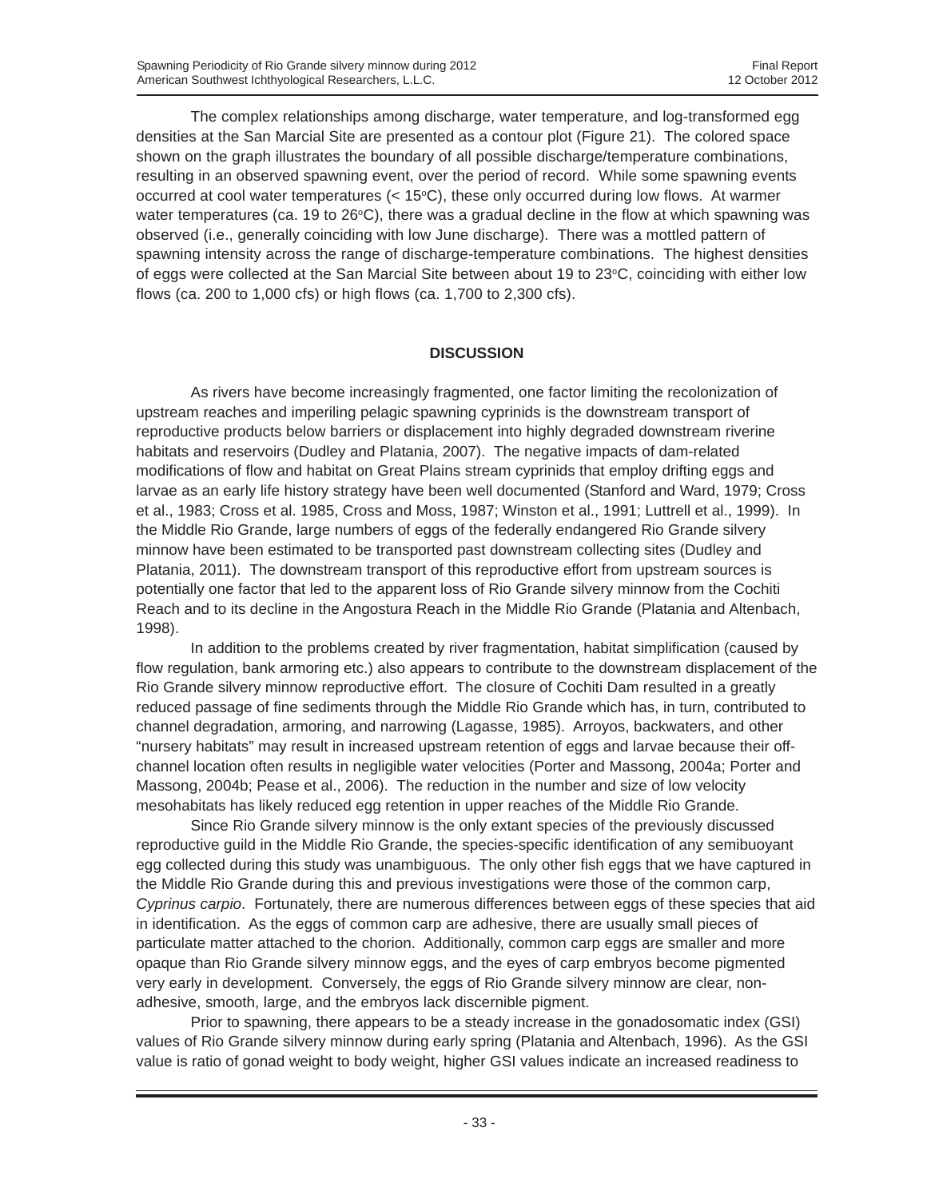The complex relationships among discharge, water temperature, and log-transformed egg densities at the San Marcial Site are presented as a contour plot (Figure 21). The colored space shown on the graph illustrates the boundary of all possible discharge/temperature combinations, resulting in an observed spawning event, over the period of record. While some spawning events occurred at cool water temperatures (< 15°C), these only occurred during low flows. At warmer water temperatures (ca. 19 to 26°C), there was a gradual decline in the flow at which spawning was observed (i.e., generally coinciding with low June discharge). There was a mottled pattern of spawning intensity across the range of discharge-temperature combinations. The highest densities of eggs were collected at the San Marcial Site between about 19 to 23°C, coinciding with either low flows (ca. 200 to 1,000 cfs) or high flows (ca. 1,700 to 2,300 cfs).

## DISCUSSION

As rivers have become increasingly fragmented, one factor limiting the recolonization of upstream reaches and imperiling pelagic spawning cyprinids is the downstream transport of reproductive products below barriers or displacement into highly degraded downstream riverine habitats and reservoirs (Dudley and Platania, 2007). The negative impacts of dam-related modifications of flow and habitat on Great Plains stream cyprinids that employ drifting eggs and larvae as an early life history strategy have been well documented (Stanford and Ward, 1979; Cross et al., 1983; Cross et al. 1985, Cross and Moss, 1987; Winston et al., 1991; Luttrell et al., 1999). In the Middle Rio Grande, large numbers of eggs of the federally endangered Rio Grande silvery minnow have been estimated to be transported past downstream collecting sites (Dudley and Platania, 2011). The downstream transport of this reproductive effort from upstream sources is potentially one factor that led to the apparent loss of Rio Grande silvery minnow from the Cochiti Reach and to its decline in the Angostura Reach in the Middle Rio Grande (Platania and Altenbach, 1998).

In addition to the problems created by river fragmentation, habitat simplification (caused by flow regulation, bank armoring etc.) also appears to contribute to the downstream displacement of the Rio Grande silvery minnow reproductive effort. The closure of Cochiti Dam resulted in a greatly reduced passage of fine sediments through the Middle Rio Grande which has, in turn, contributed to channel degradation, armoring, and narrowing (Lagasse, 1985). Arroyos, backwaters, and other "nursery habitats" may result in increased upstream retention of eggs and larvae because their off-channel location often results in negligible water velocities (Porter and Massong, 2004a; Porter and Massong, 2004b; Pease et al., 2006). The reduction in the number and size of low velocity mesohabitats has likely reduced egg retention in upper reaches of the Middle Rio Grande.

Since Rio Grande silvery minnow is the only extant species of the previously discussed reproductive guild in the Middle Rio Grande, the species-specific identification of any semibuoyant egg collected during this study was unambiguous. The only other fish eggs that we have captured in the Middle Rio Grande during this and previous investigations were those of the common carp, *Cyprinus carpio*. Fortunately, there are numerous differences between eggs of these species that aid in identification. As the eggs of common carp are adhesive, there are usually small pieces of particulate matter attached to the chorion. Additionally, common carp eggs are smaller and more opaque than Rio Grande silvery minnow eggs, and the eyes of carp embryos become pigmented very early in development. Conversely, the eggs of Rio Grande silvery minnow are clear, non-adhesive, smooth, large, and the embryos lack discernible pigment.

Prior to spawning, there appears to be a steady increase in the gonadosomatic index (GSI) values of Rio Grande silvery minnow during early spring (Platania and Altenbach, 1996). As the GSI value is ratio of gonad weight to body weight, higher GSI values indicate an increased readiness to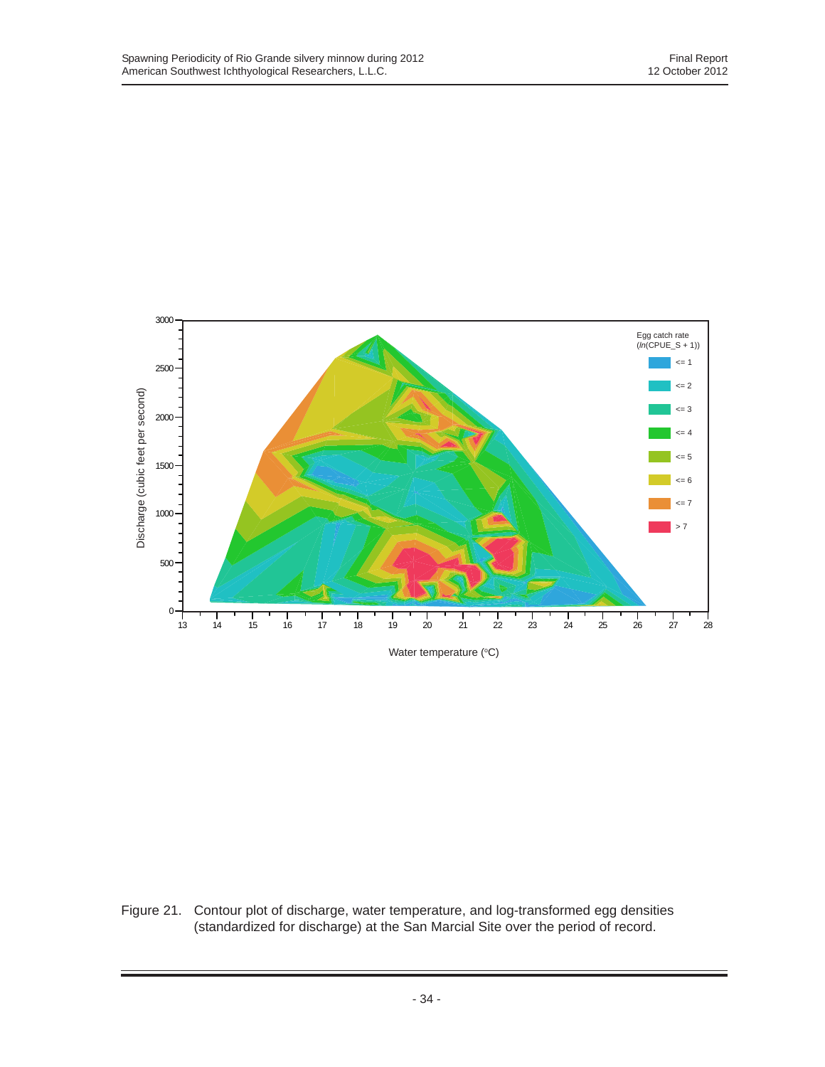Figure 21. Contour plot of discharge, water temperature, and log-transformed egg densities (standardized for discharge) at the San Marcial Site over the period of record.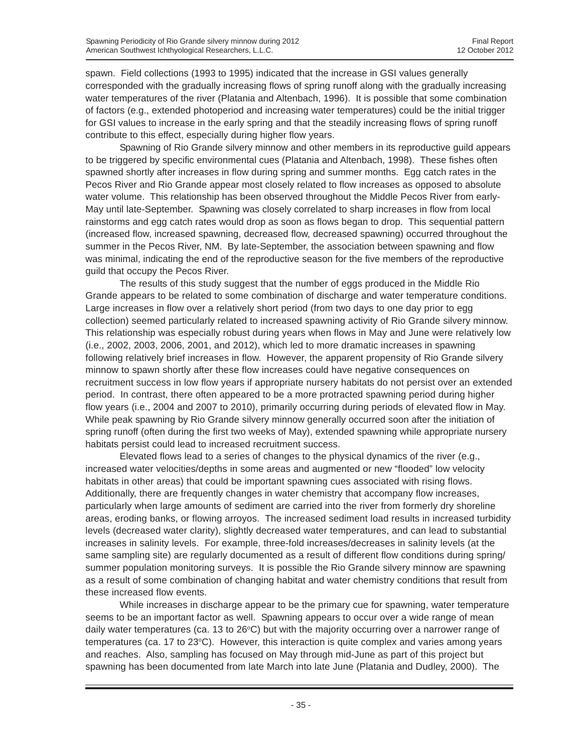spawn. Field collections (1993 to 1995) indicated that the increase in GSI values generally corresponded with the gradually increasing flows of spring runoff along with the gradually increasing water temperatures of the river (Platania and Altenbach, 1996). It is possible that some combination of factors (e.g., extended photoperiod and increasing water temperatures) could be the initial trigger for GSI values to increase in the early spring and that the steadily increasing flows of spring runoff contribute to this effect, especially during higher flow years.

Spawning of Rio Grande silvery minnow and other members in its reproductive guild appears to be triggered by specific environmental cues (Platania and Altenbach, 1998). These fishes often spawned shortly after increases in flow during spring and summer months. Egg catch rates in the Pecos River and Rio Grande appear most closely related to flow increases as opposed to absolute water volume. This relationship has been observed throughout the Middle Pecos River from early-May until late-September. Spawning was closely correlated to sharp increases in flow from local rainstorms and egg catch rates would drop as soon as flows began to drop. This sequential pattern (increased flow, increased spawning, decreased flow, decreased spawning) occurred throughout the summer in the Pecos River, NM. By late-September, the association between spawning and flow was minimal, indicating the end of the reproductive season for the five members of the reproductive guild that occupy the Pecos River.

The results of this study suggest that the number of eggs produced in the Middle Rio Grande appears to be related to some combination of discharge and water temperature conditions. Large increases in flow over a relatively short period (from two days to one day prior to egg collection) seemed particularly related to increased spawning activity of Rio Grande silvery minnow. This relationship was especially robust during years when flows in May and June were relatively low (i.e., 2002, 2003, 2006, 2001, and 2012), which led to more dramatic increases in spawning following relatively brief increases in flow. However, the apparent propensity of Rio Grande silvery minnow to spawn shortly after these flow increases could have negative consequences on recruitment success in low flow years if appropriate nursery habitats do not persist over an extended period. In contrast, there often appeared to be a more protracted spawning period during higher flow years (i.e., 2004 and 2007 to 2010), primarily occurring during periods of elevated flow in May. While peak spawning by Rio Grande silvery minnow generally occurred soon after the initiation of spring runoff (often during the first two weeks of May), extended spawning while appropriate nursery habitats persist could lead to increased recruitment success.

Elevated flows lead to a series of changes to the physical dynamics of the river (e.g., increased water velocities/depths in some areas and augmented or new "flooded" low velocity habitats in other areas) that could be important spawning cues associated with rising flows. Additionally, there are frequently changes in water chemistry that accompany flow increases, particularly when large amounts of sediment are carried into the river from formerly dry shoreline areas, eroding banks, or flowing arroyos. The increased sediment load results in increased turbidity levels (decreased water clarity), slightly decreased water temperatures, and can lead to substantial increases in salinity levels. For example, three-fold increases/decreases in salinity levels (at the same sampling site) are regularly documented as a result of different flow conditions during spring/summer population monitoring surveys. It is possible the Rio Grande silvery minnow are spawning as a result of some combination of changing habitat and water chemistry conditions that result from these increased flow events.

While increases in discharge appear to be the primary cue for spawning, water temperature seems to be an important factor as well. Spawning appears to occur over a wide range of mean daily water temperatures (ca. 13 to 26°C) but with the majority occurring over a narrower range of temperatures (ca. 17 to 23°C). However, this interaction is quite complex and varies among years and reaches. Also, sampling has focused on May through mid-June as part of this project but spawning has been documented from late March into late June (Platania and Dudley, 2000). The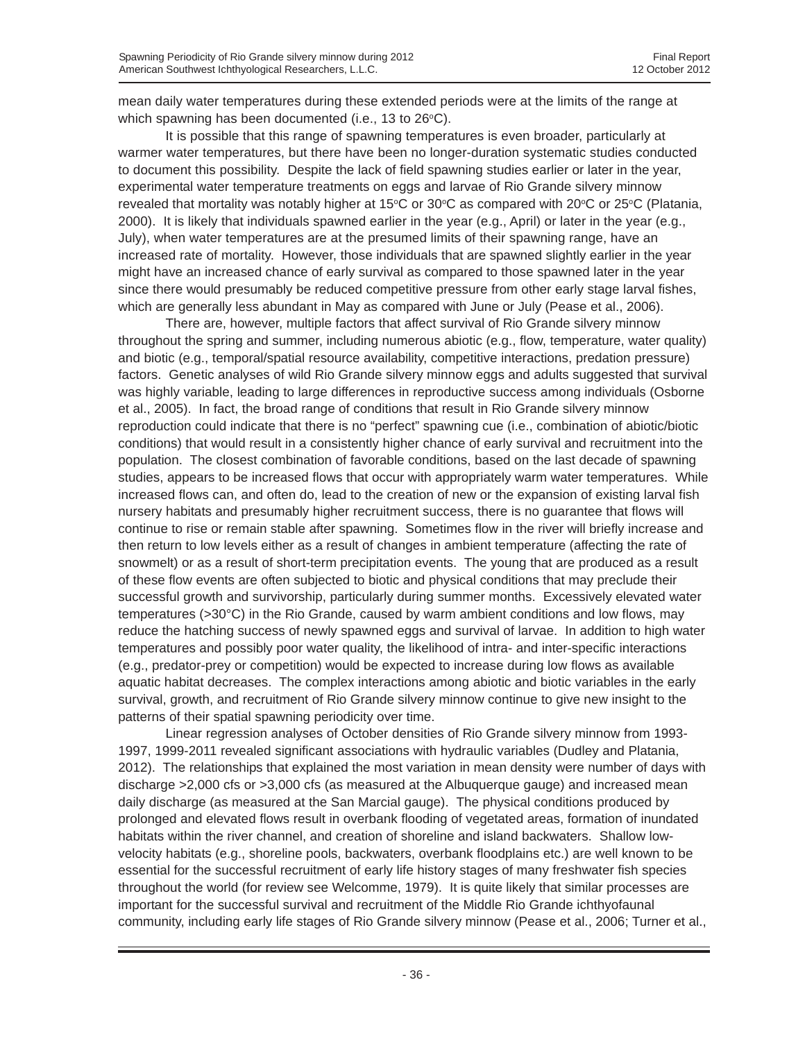mean daily water temperatures during these extended periods were at the limits of the range at which spawning has been documented (i.e., 13 to 26°C).

It is possible that this range of spawning temperatures is even broader, particularly at warmer water temperatures, but there have been no longer-duration systematic studies conducted to document this possibility. Despite the lack of field spawning studies earlier or later in the year, experimental water temperature treatments on eggs and larvae of Rio Grande silvery minnow revealed that mortality was notably higher at 15°C or 30°C as compared with 20°C or 25°C (Platania, 2000). It is likely that individuals spawned earlier in the year (e.g., April) or later in the year (e.g., July), when water temperatures are at the presumed limits of their spawning range, have an increased rate of mortality. However, those individuals that are spawned slightly earlier in the year might have an increased chance of early survival as compared to those spawned later in the year since there would presumably be reduced competitive pressure from other early stage larval fishes, which are generally less abundant in May as compared with June or July (Pease et al., 2006).

There are, however, multiple factors that affect survival of Rio Grande silvery minnow throughout the spring and summer, including numerous abiotic (e.g., flow, temperature, water quality) and biotic (e.g., temporal/spatial resource availability, competitive interactions, predation pressure) factors. Genetic analyses of wild Rio Grande silvery minnow eggs and adults suggested that survival was highly variable, leading to large differences in reproductive success among individuals (Osborne et al., 2005). In fact, the broad range of conditions that result in Rio Grande silvery minnow reproduction could indicate that there is no "perfect" spawning cue (i.e., combination of abiotic/biotic conditions) that would result in a consistently higher chance of early survival and recruitment into the population. The closest combination of favorable conditions, based on the last decade of spawning studies, appears to be increased flows that occur with appropriately warm water temperatures. While increased flows can, and often do, lead to the creation of new or the expansion of existing larval fish nursery habitats and presumably higher recruitment success, there is no guarantee that flows will continue to rise or remain stable after spawning. Sometimes flow in the river will briefly increase and then return to low levels either as a result of changes in ambient temperature (affecting the rate of snowmelt) or as a result of short-term precipitation events. The young that are produced as a result of these flow events are often subjected to biotic and physical conditions that may preclude their successful growth and survivorship, particularly during summer months. Excessively elevated water temperatures (>30°C) in the Rio Grande, caused by warm ambient conditions and low flows, may reduce the hatching success of newly spawned eggs and survival of larvae. In addition to high water temperatures and possibly poor water quality, the likelihood of intra- and inter-specific interactions (e.g., predator-prey or competition) would be expected to increase during low flows as available aquatic habitat decreases. The complex interactions among abiotic and biotic variables in the early survival, growth, and recruitment of Rio Grande silvery minnow continue to give new insight to the patterns of their spatial spawning periodicity over time.

Linear regression analyses of October densities of Rio Grande silvery minnow from 1993-1997, 1999-2011 revealed significant associations with hydraulic variables (Dudley and Platania, 2012). The relationships that explained the most variation in mean density were number of days with discharge >2,000 cfs or >3,000 cfs (as measured at the Albuquerque gauge) and increased mean daily discharge (as measured at the San Marcial gauge). The physical conditions produced by prolonged and elevated flows result in overbank flooding of vegetated areas, formation of inundated habitats within the river channel, and creation of shoreline and island backwaters. Shallow low-velocity habitats (e.g., shoreline pools, backwaters, overbank floodplains etc.) are well known to be essential for the successful recruitment of early life history stages of many freshwater fish species throughout the world (for review see Welcomme, 1979). It is quite likely that similar processes are important for the successful survival and recruitment of the Middle Rio Grande ichthyofaunal community, including early life stages of Rio Grande silvery minnow (Pease et al., 2006; Turner et al.,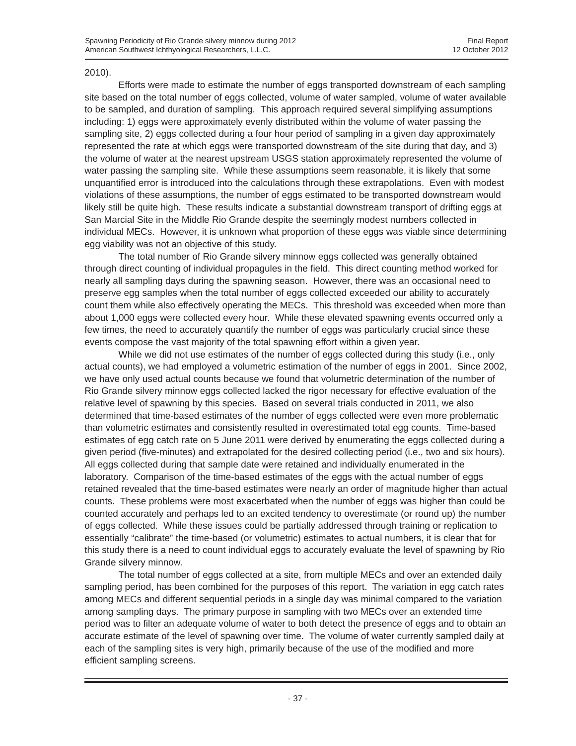2010).

Efforts were made to estimate the number of eggs transported downstream of each sampling site based on the total number of eggs collected, volume of water sampled, volume of water available to be sampled, and duration of sampling. This approach required several simplifying assumptions including: 1) eggs were approximately evenly distributed within the volume of water passing the sampling site, 2) eggs collected during a four hour period of sampling in a given day approximately represented the rate at which eggs were transported downstream of the site during that day, and 3) the volume of water at the nearest upstream USGS station approximately represented the volume of water passing the sampling site. While these assumptions seem reasonable, it is likely that some unquantified error is introduced into the calculations through these extrapolations. Even with modest violations of these assumptions, the number of eggs estimated to be transported downstream would likely still be quite high. These results indicate a substantial downstream transport of drifting eggs at San Marcial Site in the Middle Rio Grande despite the seemingly modest numbers collected in individual MECs. However, it is unknown what proportion of these eggs was viable since determining egg viability was not an objective of this study.

The total number of Rio Grande silvery minnow eggs collected was generally obtained through direct counting of individual propagules in the field. This direct counting method worked for nearly all sampling days during the spawning season. However, there was an occasional need to preserve egg samples when the total number of eggs collected exceeded our ability to accurately count them while also effectively operating the MECs. This threshold was exceeded when more than about 1,000 eggs were collected every hour. While these elevated spawning events occurred only a few times, the need to accurately quantify the number of eggs was particularly crucial since these events compose the vast majority of the total spawning effort within a given year.

While we did not use estimates of the number of eggs collected during this study (i.e., only actual counts), we had employed a volumetric estimation of the number of eggs in 2001. Since 2002, we have only used actual counts because we found that volumetric determination of the number of Rio Grande silvery minnow eggs collected lacked the rigor necessary for effective evaluation of the relative level of spawning by this species. Based on several trials conducted in 2011, we also determined that time-based estimates of the number of eggs collected were even more problematic than volumetric estimates and consistently resulted in overestimated total egg counts. Time-based estimates of egg catch rate on 5 June 2011 were derived by enumerating the eggs collected during a given period (five-minutes) and extrapolated for the desired collecting period (i.e., two and six hours). All eggs collected during that sample date were retained and individually enumerated in the laboratory. Comparison of the time-based estimates of the eggs with the actual number of eggs retained revealed that the time-based estimates were nearly an order of magnitude higher than actual counts. These problems were most exacerbated when the number of eggs was higher than could be counted accurately and perhaps led to an excited tendency to overestimate (or round up) the number of eggs collected. While these issues could be partially addressed through training or replication to essentially "calibrate" the time-based (or volumetric) estimates to actual numbers, it is clear that for this study there is a need to count individual eggs to accurately evaluate the level of spawning by Rio Grande silvery minnow.

The total number of eggs collected at a site, from multiple MECs and over an extended daily sampling period, has been combined for the purposes of this report. The variation in egg catch rates among MECs and different sequential periods in a single day was minimal compared to the variation among sampling days. The primary purpose in sampling with two MECs over an extended time period was to filter an adequate volume of water to both detect the presence of eggs and to obtain an accurate estimate of the level of spawning over time. The volume of water currently sampled daily at each of the sampling sites is very high, primarily because of the use of the modified and more efficient sampling screens.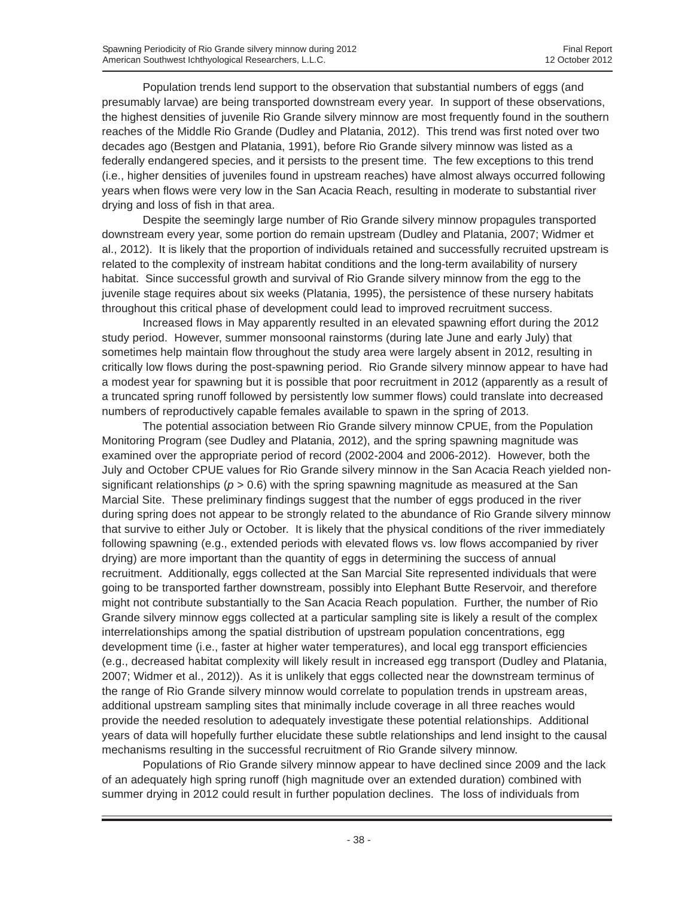Population trends lend support to the observation that substantial numbers of eggs (and presumably larvae) are being transported downstream every year. In support of these observations, the highest densities of juvenile Rio Grande silvery minnow are most frequently found in the southern reaches of the Middle Rio Grande (Dudley and Platania, 2012). This trend was first noted over two decades ago (Bestgen and Platania, 1991), before Rio Grande silvery minnow was listed as a federally endangered species, and it persists to the present time. The few exceptions to this trend (i.e., higher densities of juveniles found in upstream reaches) have almost always occurred following years when flows were very low in the San Acacia Reach, resulting in moderate to substantial river drying and loss of fish in that area.

Despite the seemingly large number of Rio Grande silvery minnow propagules transported downstream every year, some portion do remain upstream (Dudley and Platania, 2007; Widmer et al., 2012). It is likely that the proportion of individuals retained and successfully recruited upstream is related to the complexity of instream habitat conditions and the long-term availability of nursery habitat. Since successful growth and survival of Rio Grande silvery minnow from the egg to the juvenile stage requires about six weeks (Platania, 1995), the persistence of these nursery habitats throughout this critical phase of development could lead to improved recruitment success.

Increased flows in May apparently resulted in an elevated spawning effort during the 2012 study period. However, summer monsoonal rainstorms (during late June and early July) that sometimes help maintain flow throughout the study area were largely absent in 2012, resulting in critically low flows during the post-spawning period. Rio Grande silvery minnow appear to have had a modest year for spawning but it is possible that poor recruitment in 2012 (apparently as a result of a truncated spring runoff followed by persistently low summer flows) could translate into decreased numbers of reproductively capable females available to spawn in the spring of 2013.

The potential association between Rio Grande silvery minnow CPUE, from the Population Monitoring Program (see Dudley and Platania, 2012), and the spring spawning magnitude was examined over the appropriate period of record (2002-2004 and 2006-2012). However, both the July and October CPUE values for Rio Grande silvery minnow in the San Acacia Reach yielded non-significant relationships ($p > 0.6$) with the spring spawning magnitude as measured at the San Marcial Site. These preliminary findings suggest that the number of eggs produced in the river during spring does not appear to be strongly related to the abundance of Rio Grande silvery minnow that survive to either July or October. It is likely that the physical conditions of the river immediately following spawning (e.g., extended periods with elevated flows vs. low flows accompanied by river drying) are more important than the quantity of eggs in determining the success of annual recruitment. Additionally, eggs collected at the San Marcial Site represented individuals that were going to be transported farther downstream, possibly into Elephant Butte Reservoir, and therefore might not contribute substantially to the San Acacia Reach population. Further, the number of Rio Grande silvery minnow eggs collected at a particular sampling site is likely a result of the complex interrelationships among the spatial distribution of upstream population concentrations, egg development time (i.e., faster at higher water temperatures), and local egg transport efficiencies (e.g., decreased habitat complexity will likely result in increased egg transport (Dudley and Platania, 2007; Widmer et al., 2012)). As it is unlikely that eggs collected near the downstream terminus of the range of Rio Grande silvery minnow would correlate to population trends in upstream areas, additional upstream sampling sites that minimally include coverage in all three reaches would provide the needed resolution to adequately investigate these potential relationships. Additional years of data will hopefully further elucidate these subtle relationships and lend insight to the causal mechanisms resulting in the successful recruitment of Rio Grande silvery minnow.

Populations of Rio Grande silvery minnow appear to have declined since 2009 and the lack of an adequately high spring runoff (high magnitude over an extended duration) combined with summer drying in 2012 could result in further population declines. The loss of individuals from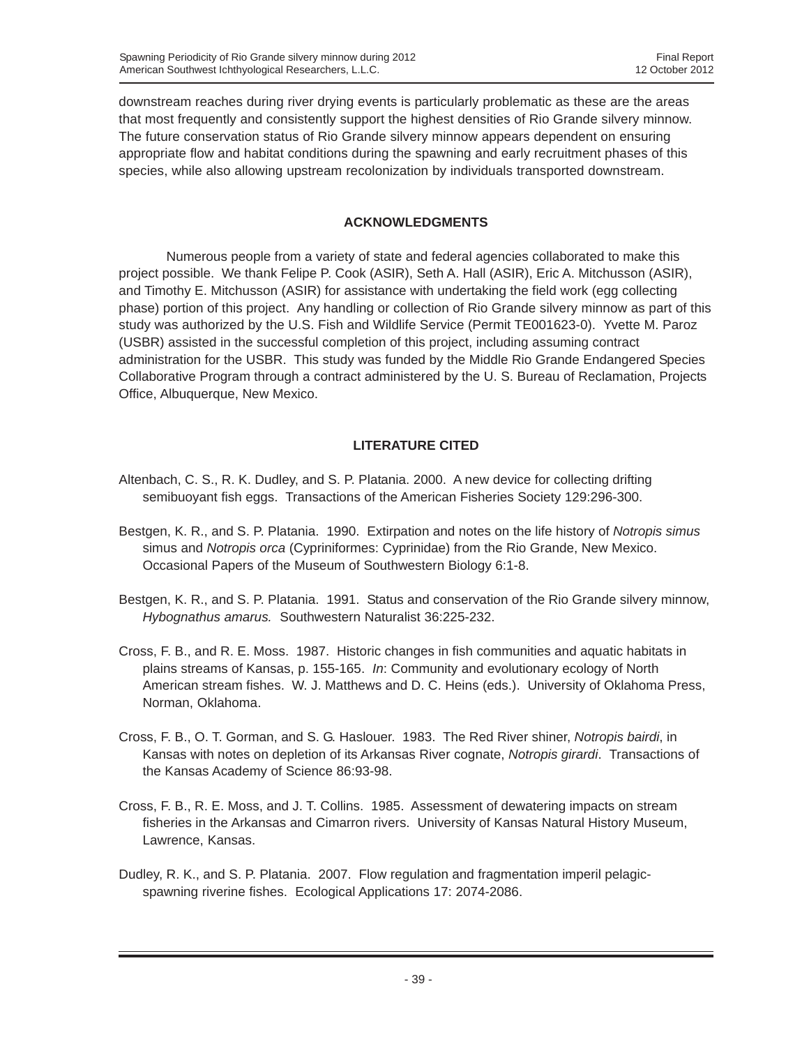downstream reaches during river drying events is particularly problematic as these are the areas that most frequently and consistently support the highest densities of Rio Grande silvery minnow. The future conservation status of Rio Grande silvery minnow appears dependent on ensuring appropriate flow and habitat conditions during the spawning and early recruitment phases of this species, while also allowing upstream recolonization by individuals transported downstream.

## ACKNOWLEDGMENTS

Numerous people from a variety of state and federal agencies collaborated to make this project possible. We thank Felipe P. Cook (ASIR), Seth A. Hall (ASIR), Eric A. Mitchusson (ASIR), and Timothy E. Mitchusson (ASIR) for assistance with undertaking the field work (egg collecting phase) portion of this project. Any handling or collection of Rio Grande silvery minnow as part of this study was authorized by the U.S. Fish and Wildlife Service (Permit TE001623-0). Yvette M. Paroz (USBR) assisted in the successful completion of this project, including assuming contract administration for the USBR. This study was funded by the Middle Rio Grande Endangered Species Collaborative Program through a contract administered by the U. S. Bureau of Reclamation, Projects Office, Albuquerque, New Mexico.

## LITERATURE CITED

Altenbach, C. S., R. K. Dudley, and S. P. Platania. 2000. A new device for collecting drifting semibuoyant fish eggs. Transactions of the American Fisheries Society 129:296-300.

Bestgen, K. R., and S. P. Platania. 1990. Extirpation and notes on the life history of *Notropis simus* simus and *Notropis orca* (Cypriniformes: Cyprinidae) from the Rio Grande, New Mexico. Occasional Papers of the Museum of Southwestern Biology 6:1-8.

Bestgen, K. R., and S. P. Platania. 1991. Status and conservation of the Rio Grande silvery minnow, *Hybognathus amarus.* Southwestern Naturalist 36:225-232.

Cross, F. B., and R. E. Moss. 1987. Historic changes in fish communities and aquatic habitats in plains streams of Kansas, p. 155-165. *In*: Community and evolutionary ecology of North American stream fishes. W. J. Matthews and D. C. Heins (eds.). University of Oklahoma Press, Norman, Oklahoma.

Cross, F. B., O. T. Gorman, and S. G. Haslouer. 1983. The Red River shiner, *Notropis bairdi*, in Kansas with notes on depletion of its Arkansas River cognate, *Notropis girardi*. Transactions of the Kansas Academy of Science 86:93-98.

Cross, F. B., R. E. Moss, and J. T. Collins. 1985. Assessment of dewatering impacts on stream fisheries in the Arkansas and Cimarron rivers. University of Kansas Natural History Museum, Lawrence, Kansas.

Dudley, R. K., and S. P. Platania. 2007. Flow regulation and fragmentation imperil pelagic-spawning riverine fishes. Ecological Applications 17: 2074-2086.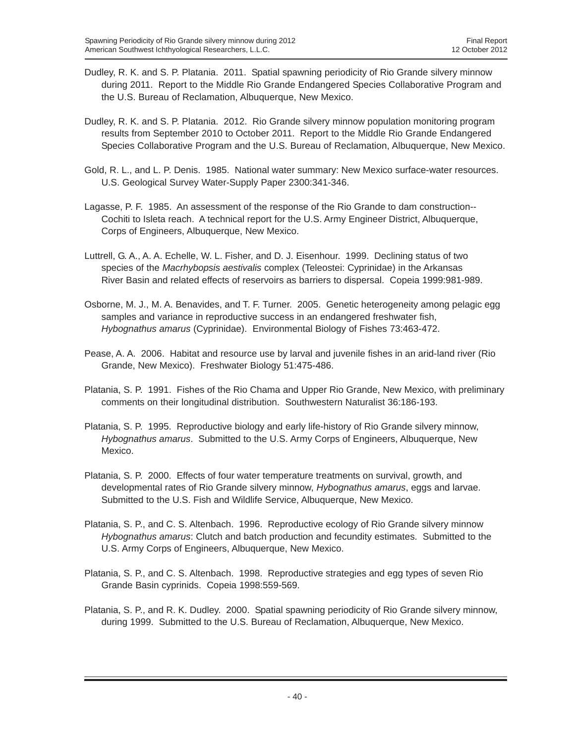Dudley, R. K. and S. P. Platania. 2011. Spatial spawning periodicity of Rio Grande silvery minnow during 2011. Report to the Middle Rio Grande Endangered Species Collaborative Program and the U.S. Bureau of Reclamation, Albuquerque, New Mexico.

Dudley, R. K. and S. P. Platania. 2012. Rio Grande silvery minnow population monitoring program results from September 2010 to October 2011. Report to the Middle Rio Grande Endangered Species Collaborative Program and the U.S. Bureau of Reclamation, Albuquerque, New Mexico.

Gold, R. L., and L. P. Denis. 1985. National water summary: New Mexico surface-water resources. U.S. Geological Survey Water-Supply Paper 2300:341-346.

Lagasse, P. F. 1985. An assessment of the response of the Rio Grande to dam construction--Cochiti to Isleta reach. A technical report for the U.S. Army Engineer District, Albuquerque, Corps of Engineers, Albuquerque, New Mexico.

Luttrell, G. A., A. A. Echelle, W. L. Fisher, and D. J. Eisenhour. 1999. Declining status of two species of the *Macrhybopsis aestivalis* complex (Teleostei: Cyprinidae) in the Arkansas River Basin and related effects of reservoirs as barriers to dispersal. Copeia 1999:981-989.

Osborne, M. J., M. A. Benavides, and T. F. Turner. 2005. Genetic heterogeneity among pelagic egg samples and variance in reproductive success in an endangered freshwater fish, *Hybognathus amarus* (Cyprinidae). Environmental Biology of Fishes 73:463-472.

Pease, A. A. 2006. Habitat and resource use by larval and juvenile fishes in an arid-land river (Rio Grande, New Mexico). Freshwater Biology 51:475-486.

Platania, S. P. 1991. Fishes of the Rio Chama and Upper Rio Grande, New Mexico, with preliminary comments on their longitudinal distribution. Southwestern Naturalist 36:186-193.

Platania, S. P. 1995. Reproductive biology and early life-history of Rio Grande silvery minnow, *Hybognathus amarus*. Submitted to the U.S. Army Corps of Engineers, Albuquerque, New Mexico.

Platania, S. P. 2000. Effects of four water temperature treatments on survival, growth, and developmental rates of Rio Grande silvery minnow, *Hybognathus amarus*, eggs and larvae. Submitted to the U.S. Fish and Wildlife Service, Albuquerque, New Mexico.

Platania, S. P., and C. S. Altenbach. 1996. Reproductive ecology of Rio Grande silvery minnow *Hybognathus amarus*: Clutch and batch production and fecundity estimates. Submitted to the U.S. Army Corps of Engineers, Albuquerque, New Mexico.

Platania, S. P., and C. S. Altenbach. 1998. Reproductive strategies and egg types of seven Rio Grande Basin cyprinids. Copeia 1998:559-569.

Platania, S. P., and R. K. Dudley. 2000. Spatial spawning periodicity of Rio Grande silvery minnow, during 1999. Submitted to the U.S. Bureau of Reclamation, Albuquerque, New Mexico.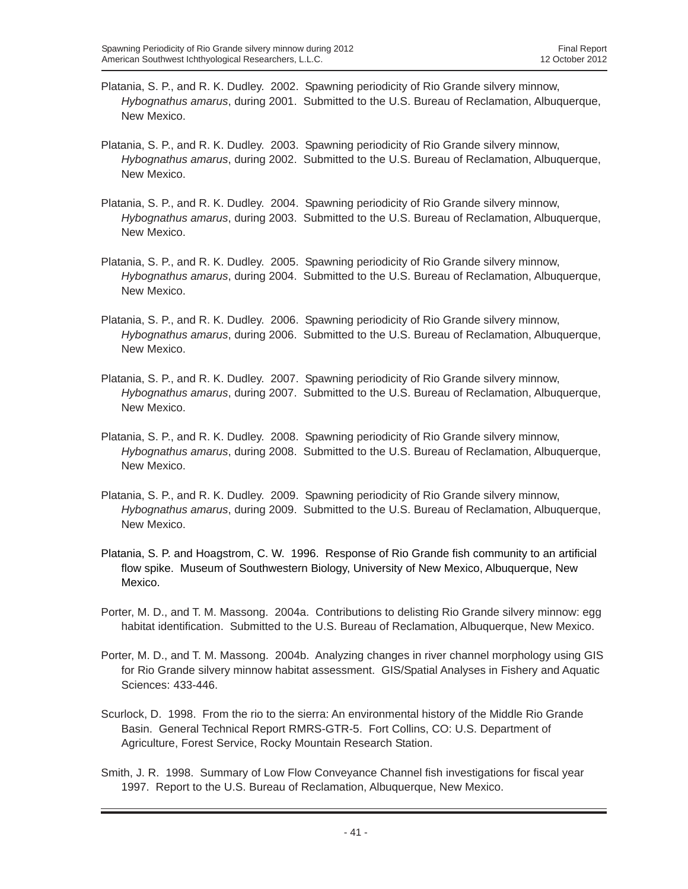Platania, S. P., and R. K. Dudley. 2002. Spawning periodicity of Rio Grande silvery minnow, *Hybognathus amarus*, during 2001. Submitted to the U.S. Bureau of Reclamation, Albuquerque, New Mexico.

Platania, S. P., and R. K. Dudley. 2003. Spawning periodicity of Rio Grande silvery minnow, *Hybognathus amarus*, during 2002. Submitted to the U.S. Bureau of Reclamation, Albuquerque, New Mexico.

Platania, S. P., and R. K. Dudley. 2004. Spawning periodicity of Rio Grande silvery minnow, *Hybognathus amarus*, during 2003. Submitted to the U.S. Bureau of Reclamation, Albuquerque, New Mexico.

Platania, S. P., and R. K. Dudley. 2005. Spawning periodicity of Rio Grande silvery minnow, *Hybognathus amarus*, during 2004. Submitted to the U.S. Bureau of Reclamation, Albuquerque, New Mexico.

Platania, S. P., and R. K. Dudley. 2006. Spawning periodicity of Rio Grande silvery minnow, *Hybognathus amarus*, during 2006. Submitted to the U.S. Bureau of Reclamation, Albuquerque, New Mexico.

Platania, S. P., and R. K. Dudley. 2007. Spawning periodicity of Rio Grande silvery minnow, *Hybognathus amarus*, during 2007. Submitted to the U.S. Bureau of Reclamation, Albuquerque, New Mexico.

Platania, S. P., and R. K. Dudley. 2008. Spawning periodicity of Rio Grande silvery minnow, *Hybognathus amarus*, during 2008. Submitted to the U.S. Bureau of Reclamation, Albuquerque, New Mexico.

Platania, S. P., and R. K. Dudley. 2009. Spawning periodicity of Rio Grande silvery minnow, *Hybognathus amarus*, during 2009. Submitted to the U.S. Bureau of Reclamation, Albuquerque, New Mexico.

Platania, S. P. and Hoagstrom, C. W. 1996. Response of Rio Grande fish community to an artificial flow spike. Museum of Southwestern Biology, University of New Mexico, Albuquerque, New Mexico.

Porter, M. D., and T. M. Massong. 2004a. Contributions to delisting Rio Grande silvery minnow: egg habitat identification. Submitted to the U.S. Bureau of Reclamation, Albuquerque, New Mexico.

Porter, M. D., and T. M. Massong. 2004b. Analyzing changes in river channel morphology using GIS for Rio Grande silvery minnow habitat assessment. GIS/Spatial Analyses in Fishery and Aquatic Sciences: 433-446.

Scurlock, D. 1998. From the rio to the sierra: An environmental history of the Middle Rio Grande Basin. General Technical Report RMRS-GTR-5. Fort Collins, CO: U.S. Department of Agriculture, Forest Service, Rocky Mountain Research Station.

Smith, J. R. 1998. Summary of Low Flow Conveyance Channel fish investigations for fiscal year 1997. Report to the U.S. Bureau of Reclamation, Albuquerque, New Mexico.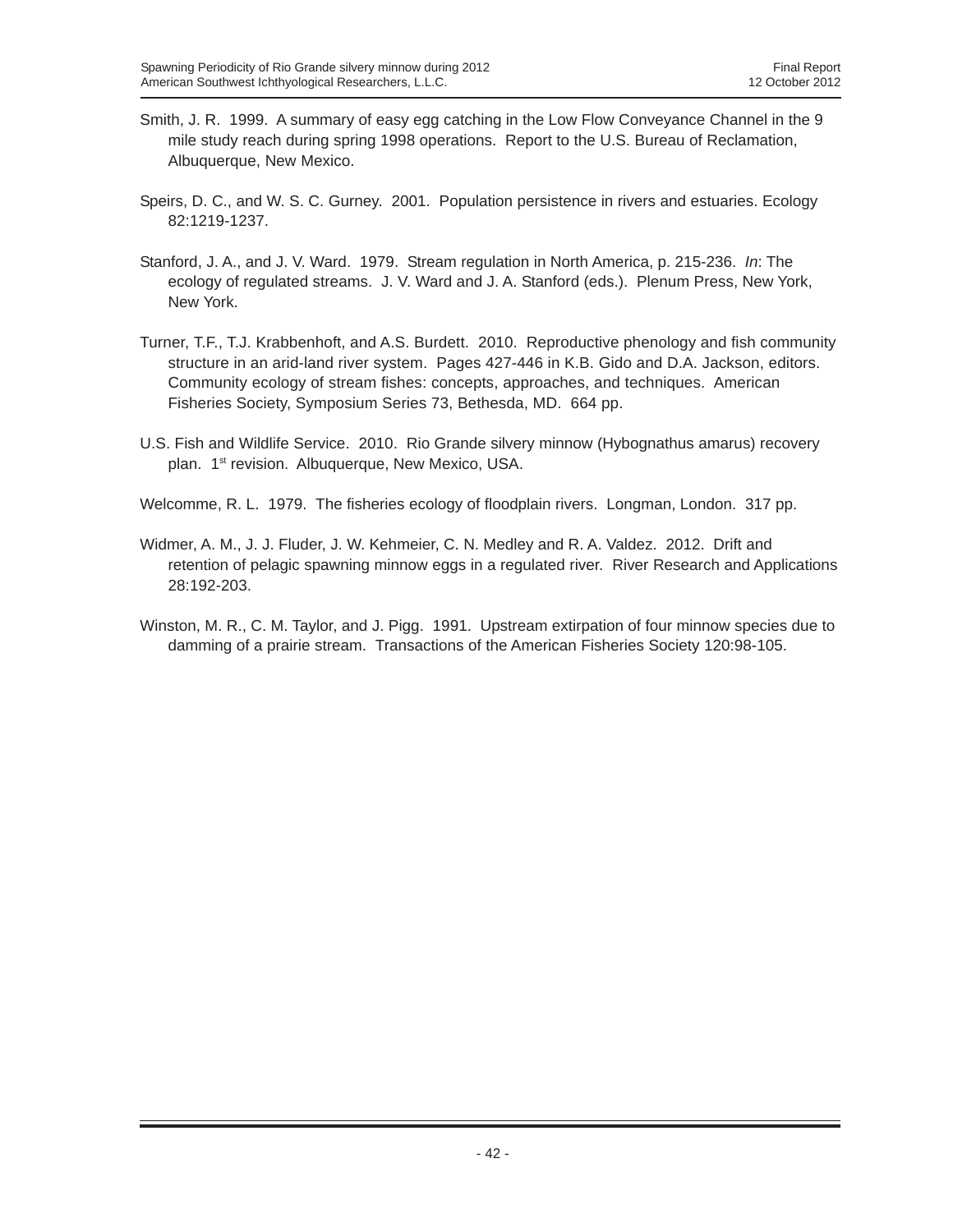Smith, J. R. 1999. A summary of easy egg catching in the Low Flow Conveyance Channel in the 9 mile study reach during spring 1998 operations. Report to the U.S. Bureau of Reclamation, Albuquerque, New Mexico.

Speirs, D. C., and W. S. C. Gurney. 2001. Population persistence in rivers and estuaries. Ecology 82:1219-1237.

Stanford, J. A., and J. V. Ward. 1979. Stream regulation in North America, p. 215-236. *In*: The ecology of regulated streams. J. V. Ward and J. A. Stanford (eds.). Plenum Press, New York, New York.

Turner, T.F., T.J. Krabbenhoft, and A.S. Burdett. 2010. Reproductive phenology and fish community structure in an arid-land river system. Pages 427-446 in K.B. Gido and D.A. Jackson, editors. Community ecology of stream fishes: concepts, approaches, and techniques. American Fisheries Society, Symposium Series 73, Bethesda, MD. 664 pp.

U.S. Fish and Wildlife Service. 2010. Rio Grande silvery minnow (Hybognathus amarus) recovery plan. 1st revision. Albuquerque, New Mexico, USA.

Welcomme, R. L. 1979. The fisheries ecology of floodplain rivers. Longman, London. 317 pp.

Widmer, A. M., J. J. Fluder, J. W. Kehmeier, C. N. Medley and R. A. Valdez. 2012. Drift and retention of pelagic spawning minnow eggs in a regulated river. River Research and Applications 28:192-203.

Winston, M. R., C. M. Taylor, and J. Pigg. 1991. Upstream extirpation of four minnow species due to damming of a prairie stream. Transactions of the American Fisheries Society 120:98-105.